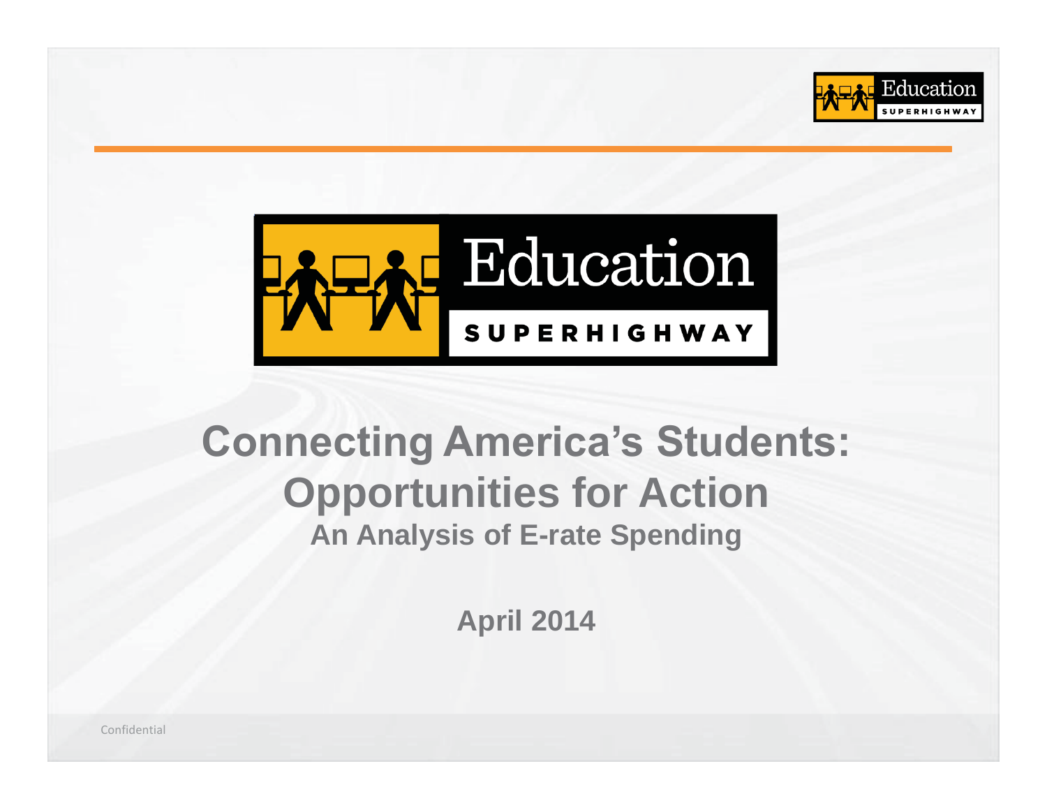# Connecting America's Students: Opportunities for Action

## An Analysis of E-rate Spending

April 2014

Confidential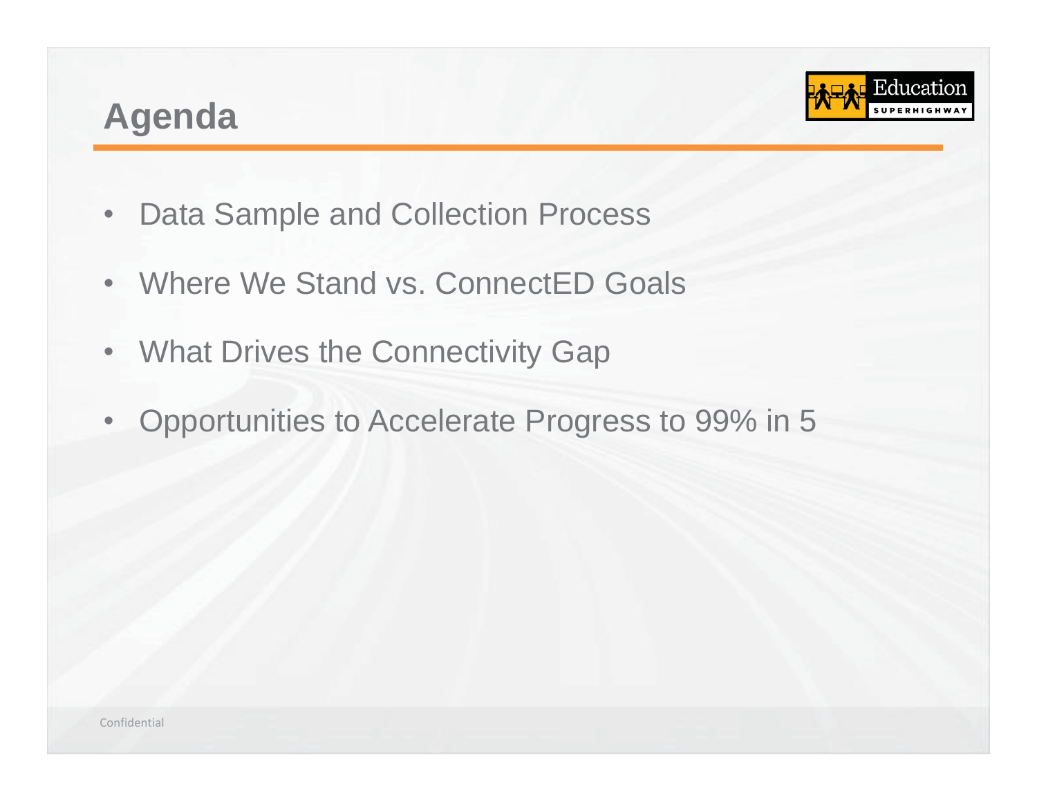# Agenda

- Data Sample and Collection Process
- Where We Stand vs. ConnectED Goals
- What Drives the Connectivity Gap
- Opportunities to Accelerate Progress to 99% in 5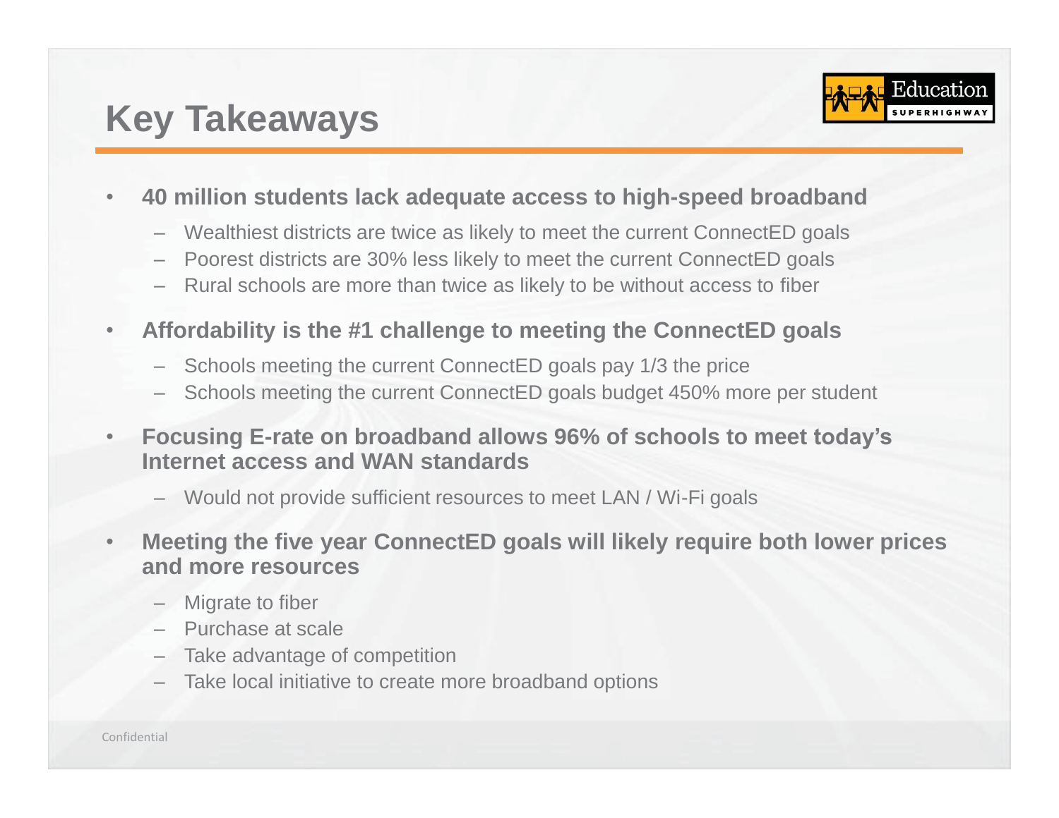# Key Takeaways

- **40 million students lack adequate access to high-speed broadband**
  - Wealthiest districts are twice as likely to meet the current ConnectED goals
  - Poorest districts are 30% less likely to meet the current ConnectED goals
  - Rural schools are more than twice as likely to be without access to fiber
- **Affordability is the #1 challenge to meeting the ConnectED goals**
  - Schools meeting the current ConnectED goals pay 1/3 the price
  - Schools meeting the current ConnectED goals budget 450% more per student
- **Focusing E-rate on broadband allows 96% of schools to meet today's Internet access and WAN standards**
  - Would not provide sufficient resources to meet LAN / Wi-Fi goals
- **Meeting the five year ConnectED goals will likely require both lower prices and more resources**
  - Migrate to fiber
  - Purchase at scale
  - Take advantage of competition
  - Take local initiative to create more broadband options

Confidential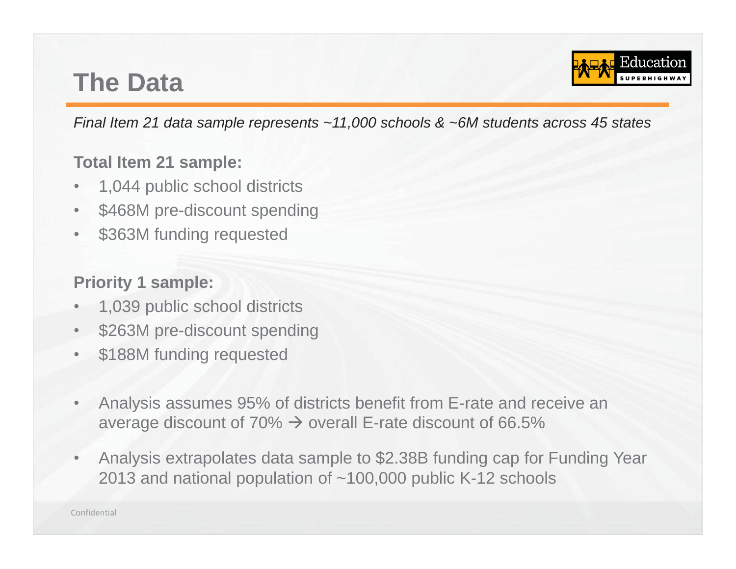# The Data

*Final Item 21 data sample represents ~11,000 schools & ~6M students across 45 states*

**Total Item 21 sample:**

- 1,044 public school districts
- $468M pre-discount spending
- $363M funding requested

**Priority 1 sample:**

- 1,039 public school districts
- $263M pre-discount spending
- $188M funding requested

- Analysis assumes 95% of districts benefit from E-rate and receive an average discount of 70% → overall E-rate discount of 66.5%
- Analysis extrapolates data sample to $2.38B funding cap for Funding Year 2013 and national population of ~100,000 public K-12 schools

Confidential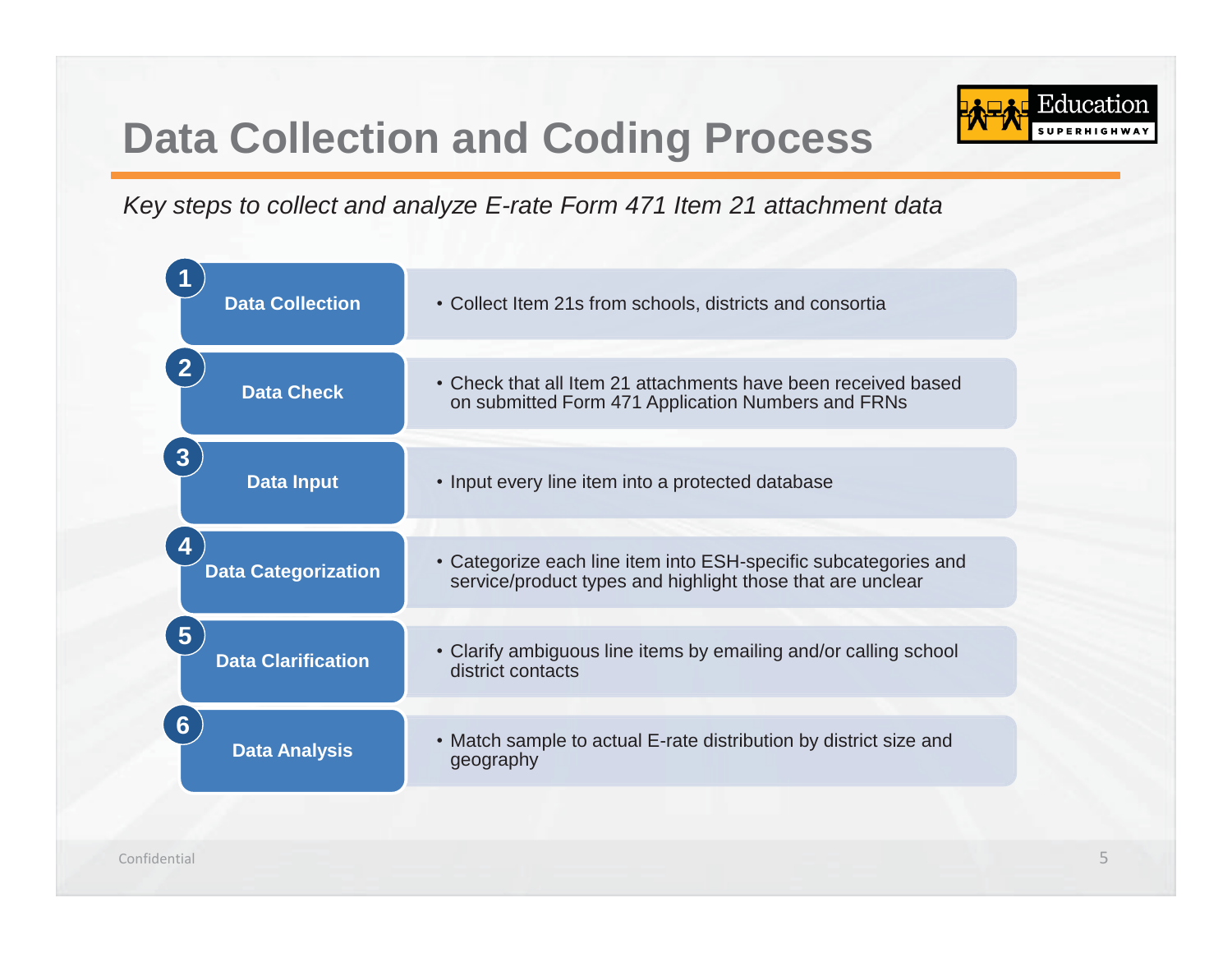# Data Collection and Coding Process

*Key steps to collect and analyze E-rate Form 471 Item 21 attachment data*

| Step | Description |
| --- | --- |
| **1 Data Collection** | • Collect Item 21s from schools, districts and consortia |
| **2 Data Check** | • Check that all Item 21 attachments have been received based on submitted Form 471 Application Numbers and FRNs |
| **3 Data Input** | • Input every line item into a protected database |
| **4 Data Categorization** | • Categorize each line item into ESH-specific subcategories and service/product types and highlight those that are unclear |
| **5 Data Clarification** | • Clarify ambiguous line items by emailing and/or calling school district contacts |
| **6 Data Analysis** | • Match sample to actual E-rate distribution by district size and geography |

Confidential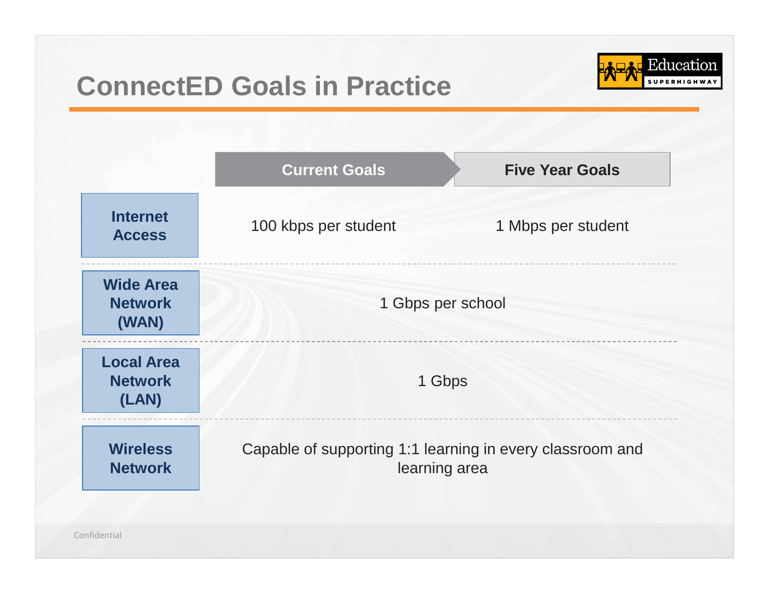# ConnectED Goals in Practice

| | Current Goals | Five Year Goals |
|---|---|---|
| **Internet Access** | 100 kbps per student | 1 Mbps per student |
| **Wide Area Network (WAN)** | 1 Gbps per school | |
| **Local Area Network (LAN)** | 1 Gbps | |
| **Wireless Network** | Capable of supporting 1:1 learning in every classroom and learning area | |

Confidential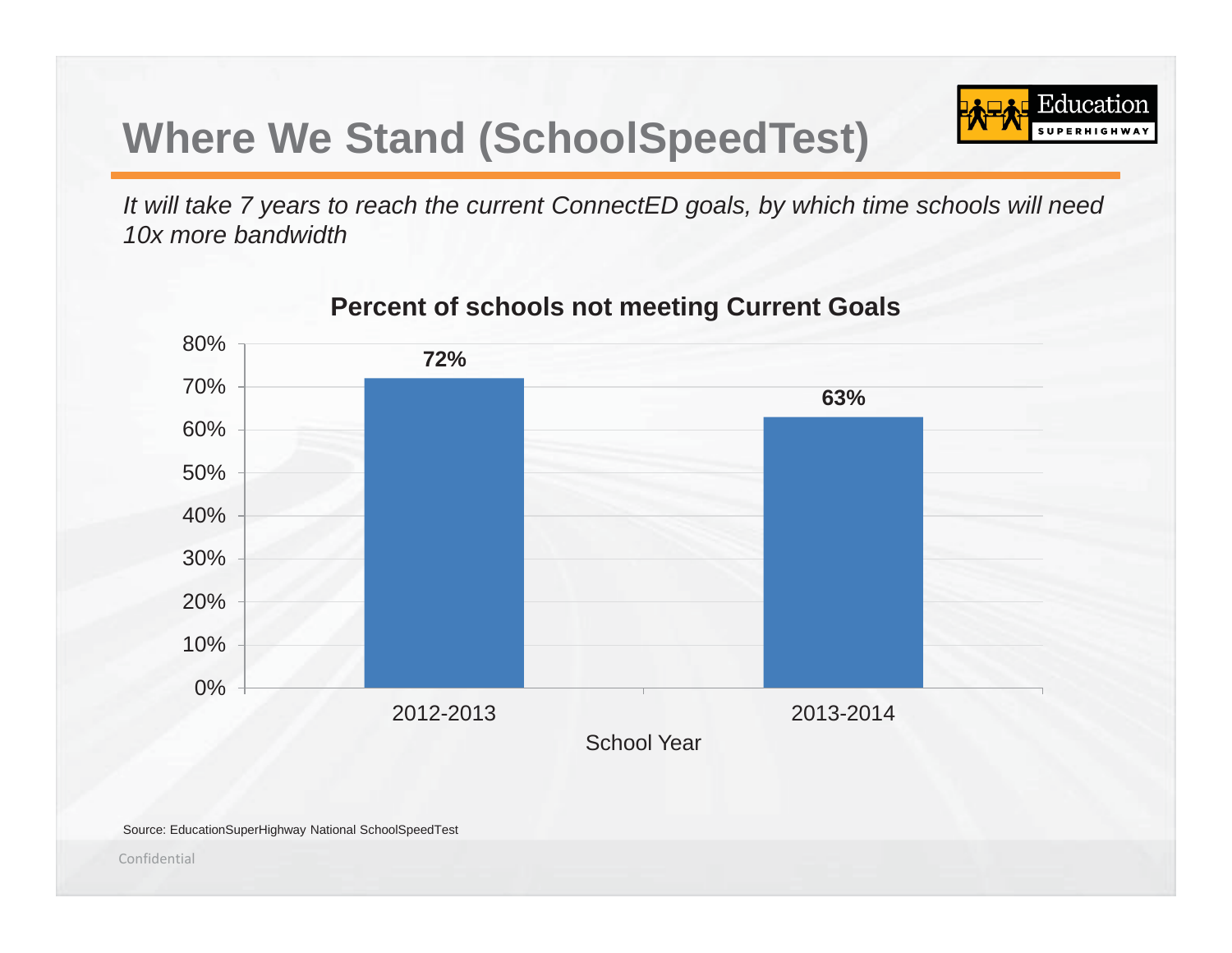# Where We Stand (SchoolSpeedTest)

*It will take 7 years to reach the current ConnectED goals, by which time schools will need 10x more bandwidth*

**Percent of schools not meeting Current Goals**

| School Year | Percent |
|---|---|
| 2012-2013 | 72% |
| 2013-2014 | 63% |

Source: EducationSuperHighway National SchoolSpeedTest

Confidential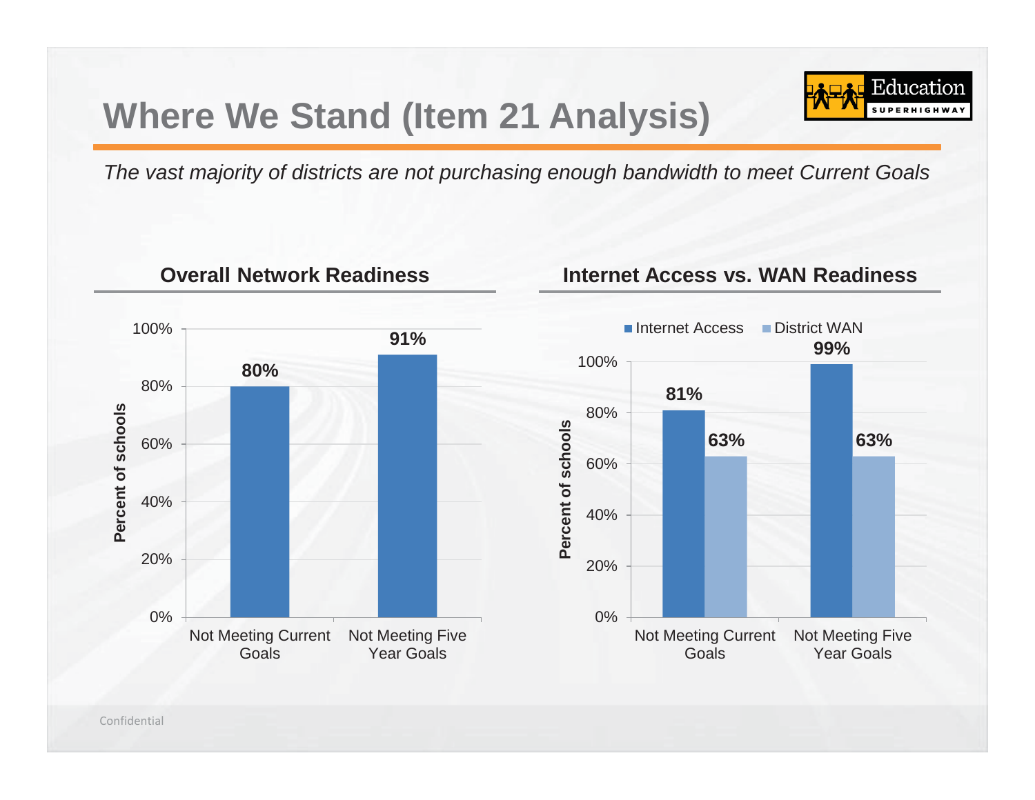# Where We Stand (Item 21 Analysis)

*The vast majority of districts are not purchasing enough bandwidth to meet Current Goals*

### Overall Network Readiness

| | Percent of schools |
|---|---|
| Not Meeting Current Goals | 80% |
| Not Meeting Five Year Goals | 91% |

### Internet Access vs. WAN Readiness

| | Internet Access | District WAN |
|---|---|---|
| Not Meeting Current Goals | 81% | 63% |
| Not Meeting Five Year Goals | 99% | 63% |

Confidential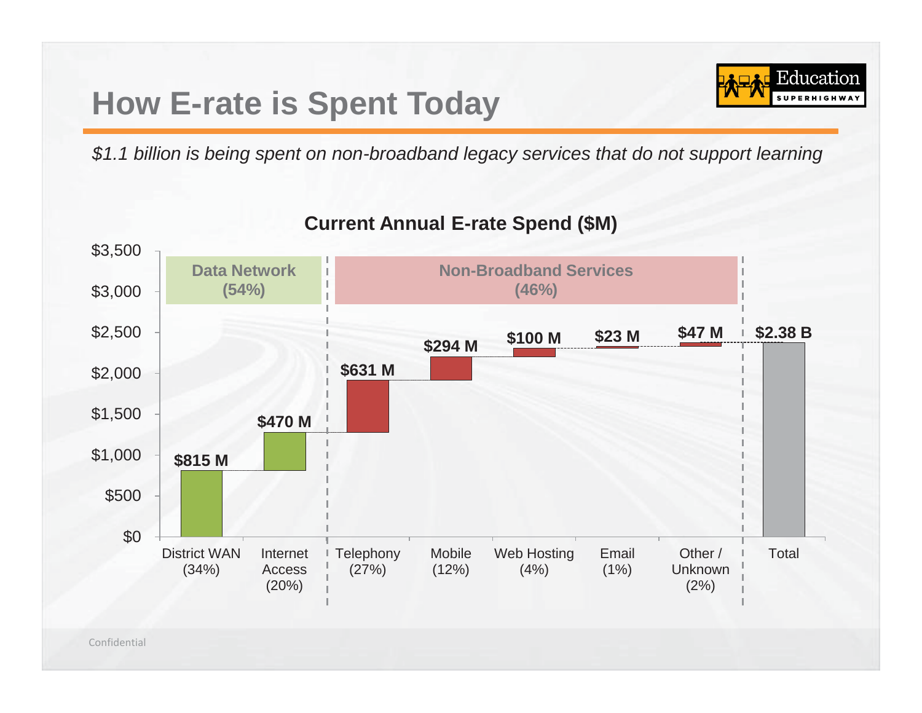# How E-rate is Spent Today

*$1.1 billion is being spent on non-broadband legacy services that do not support learning*

**Current Annual E-rate Spend ($M)**

| Category | Group | Spend | Share |
|---|---|---|---|
| District WAN | Data Network (54%) | $815 M | 34% |
| Internet Access | Data Network (54%) | $470 M | 20% |
| Telephony | Non-Broadband Services (46%) | $631 M | 27% |
| Mobile | Non-Broadband Services (46%) | $294 M | 12% |
| Web Hosting | Non-Broadband Services (46%) | $100 M | 4% |
| Email | Non-Broadband Services (46%) | $23 M | 1% |
| Other / Unknown | Non-Broadband Services (46%) | $47 M | 2% |
| Total | | $2.38 B | |

Confidential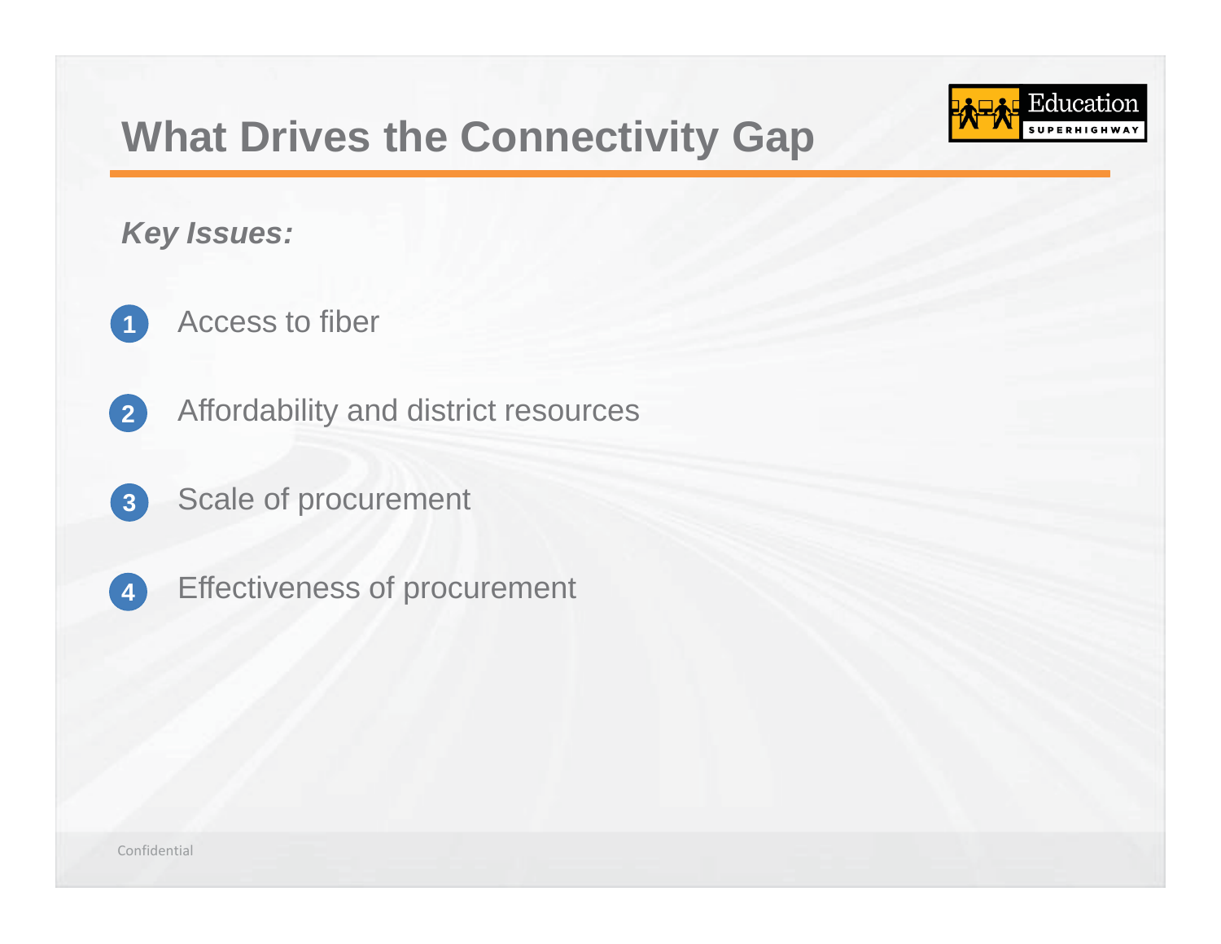# What Drives the Connectivity Gap

***Key Issues:***

1. Access to fiber
2. Affordability and district resources
3. Scale of procurement
4. Effectiveness of procurement

Confidential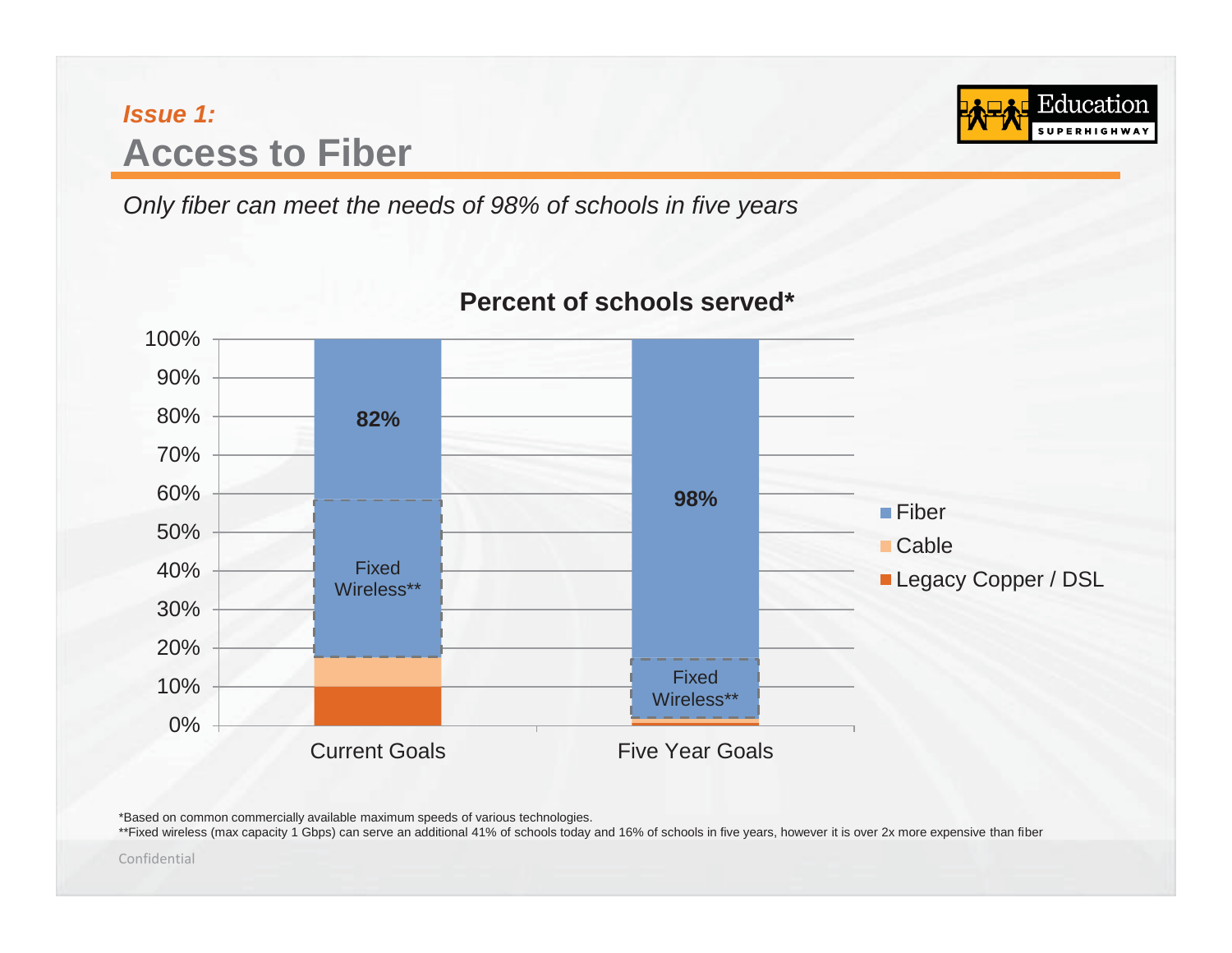*Issue 1:*

# Access to Fiber

*Only fiber can meet the needs of 98% of schools in five years*

**Percent of schools served***

| | Current Goals | Five Year Goals |
|---|---|---|
| Fiber | 82% (includes Fixed Wireless**) | 98% (includes Fixed Wireless**) |
| Cable | | |
| Legacy Copper / DSL | | |

*Based on common commercially available maximum speeds of various technologies.

**Fixed wireless (max capacity 1 Gbps) can serve an additional 41% of schools today and 16% of schools in five years, however it is over 2x more expensive than fiber

Confidential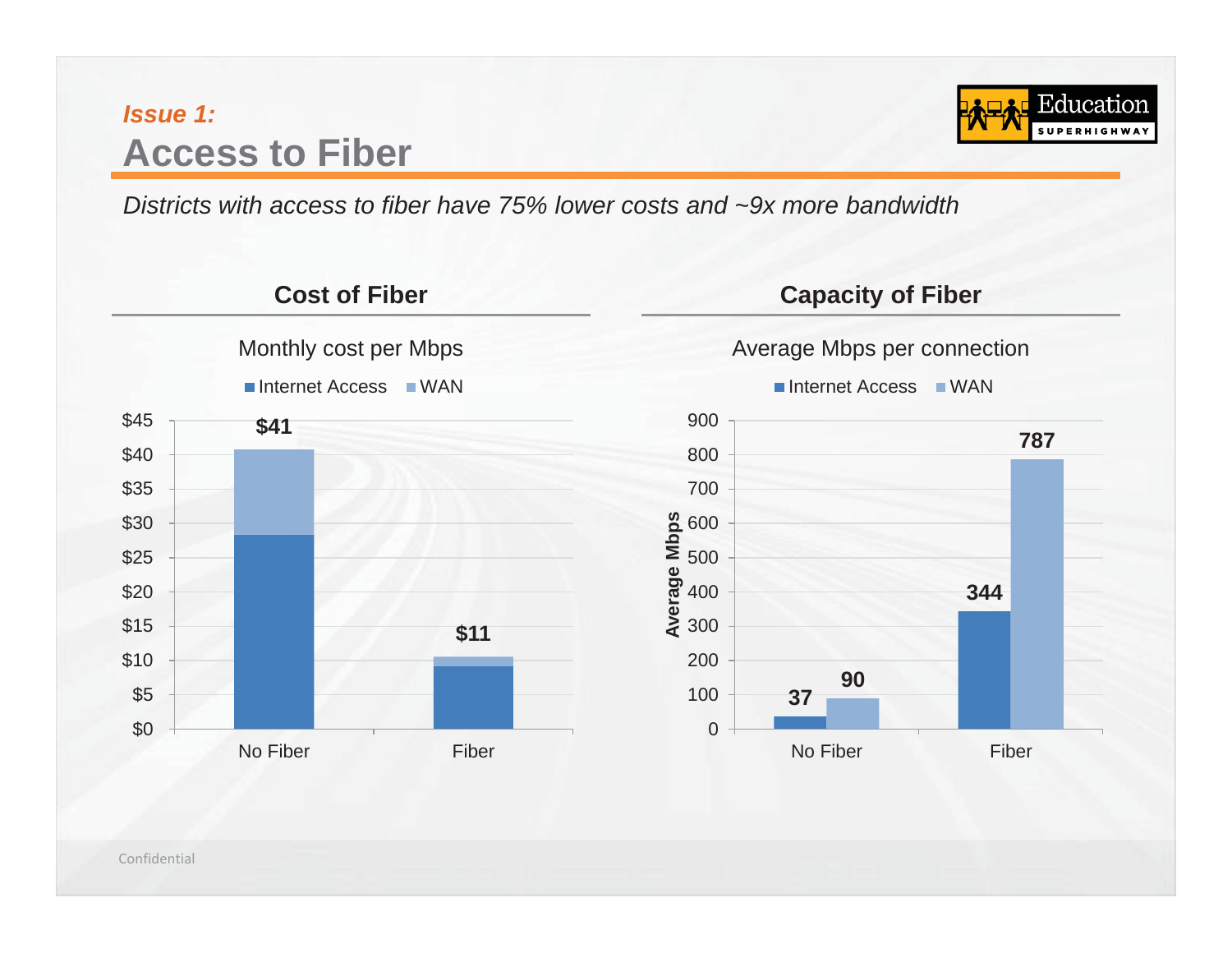*Issue 1:*

# Access to Fiber

*Districts with access to fiber have 75% lower costs and ~9x more bandwidth*

## Cost of Fiber

Monthly cost per Mbps

| | No Fiber | Fiber |
|---|---|---|
| Total | $41 | $11 |

Legend: Internet Access, WAN

## Capacity of Fiber

Average Mbps per connection

| Average Mbps | No Fiber | Fiber |
|---|---|---|
| Internet Access | 37 | 344 |
| WAN | 90 | 787 |

Confidential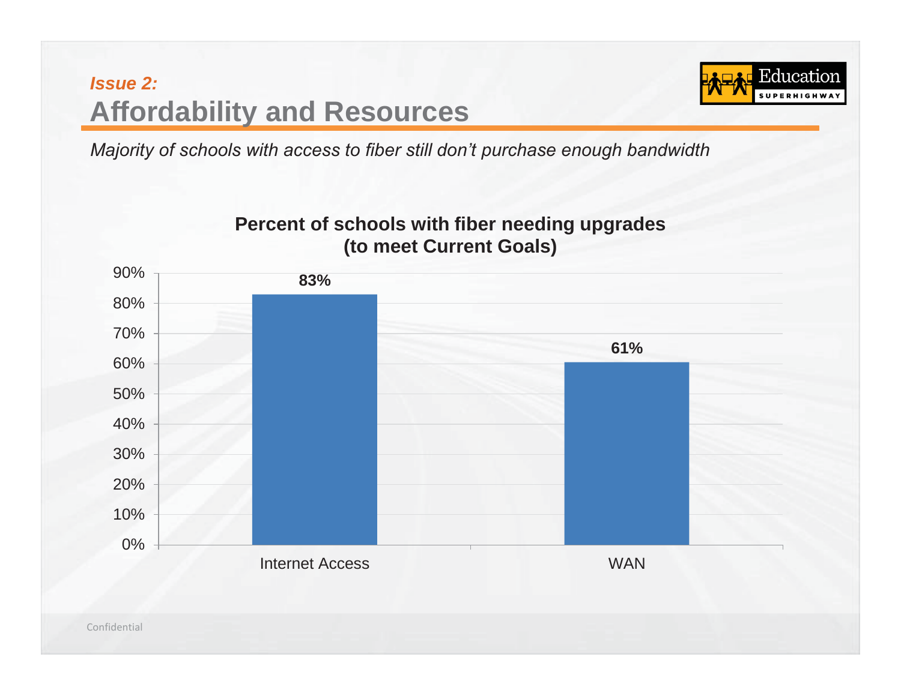*Issue 2:*

# Affordability and Resources

*Majority of schools with access to fiber still don't purchase enough bandwidth*

**Percent of schools with fiber needing upgrades (to meet Current Goals)**

| | Percent |
|---|---|
| Internet Access | 83% |
| WAN | 61% |

Confidential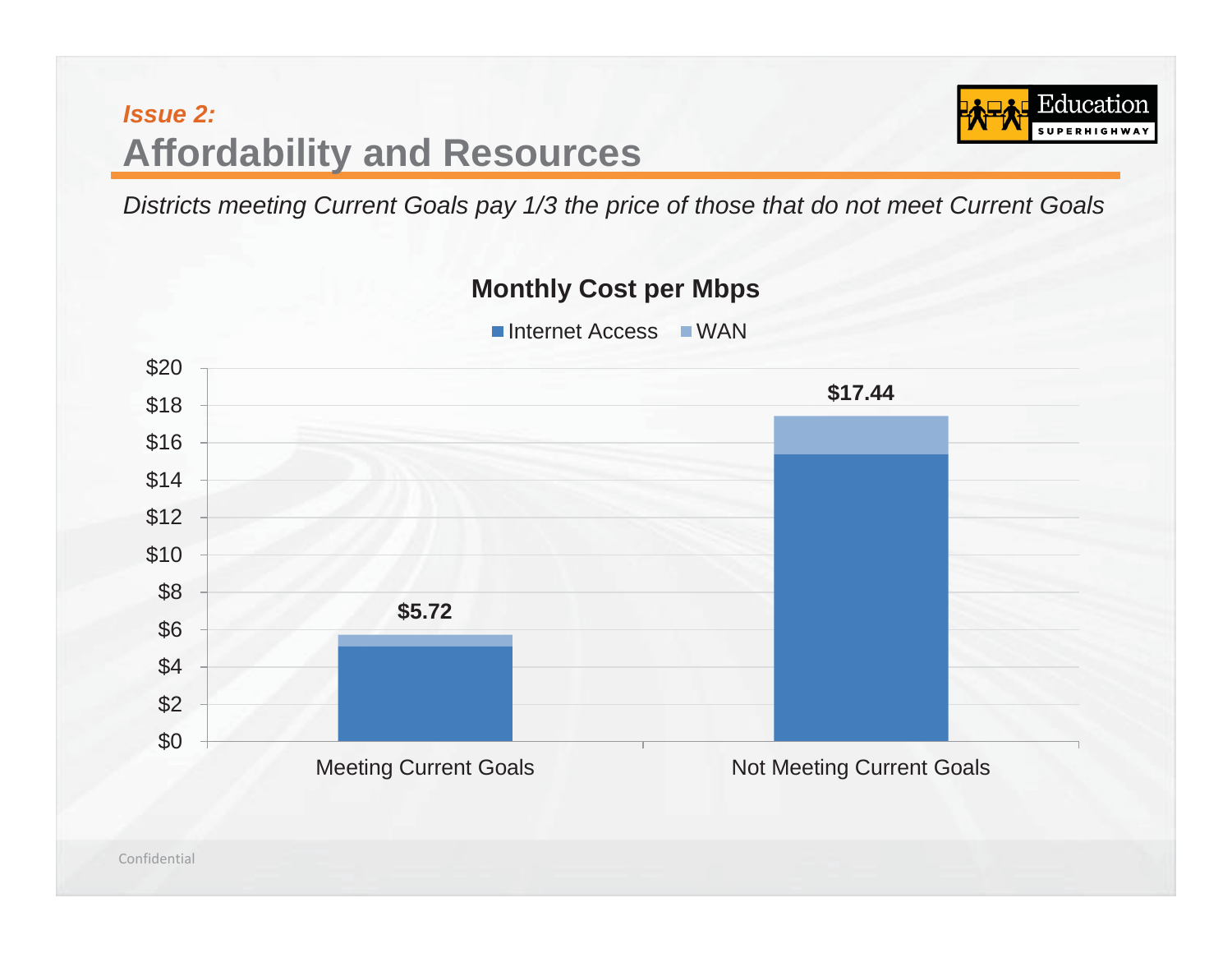*Issue 2:*

## Affordability and Resources

*Districts meeting Current Goals pay 1/3 the price of those that do not meet Current Goals*

**Monthly Cost per Mbps**

Internet Access | WAN

| | Meeting Current Goals | Not Meeting Current Goals |
|---|---|---|
| Total | $5.72 | $17.44 |

Confidential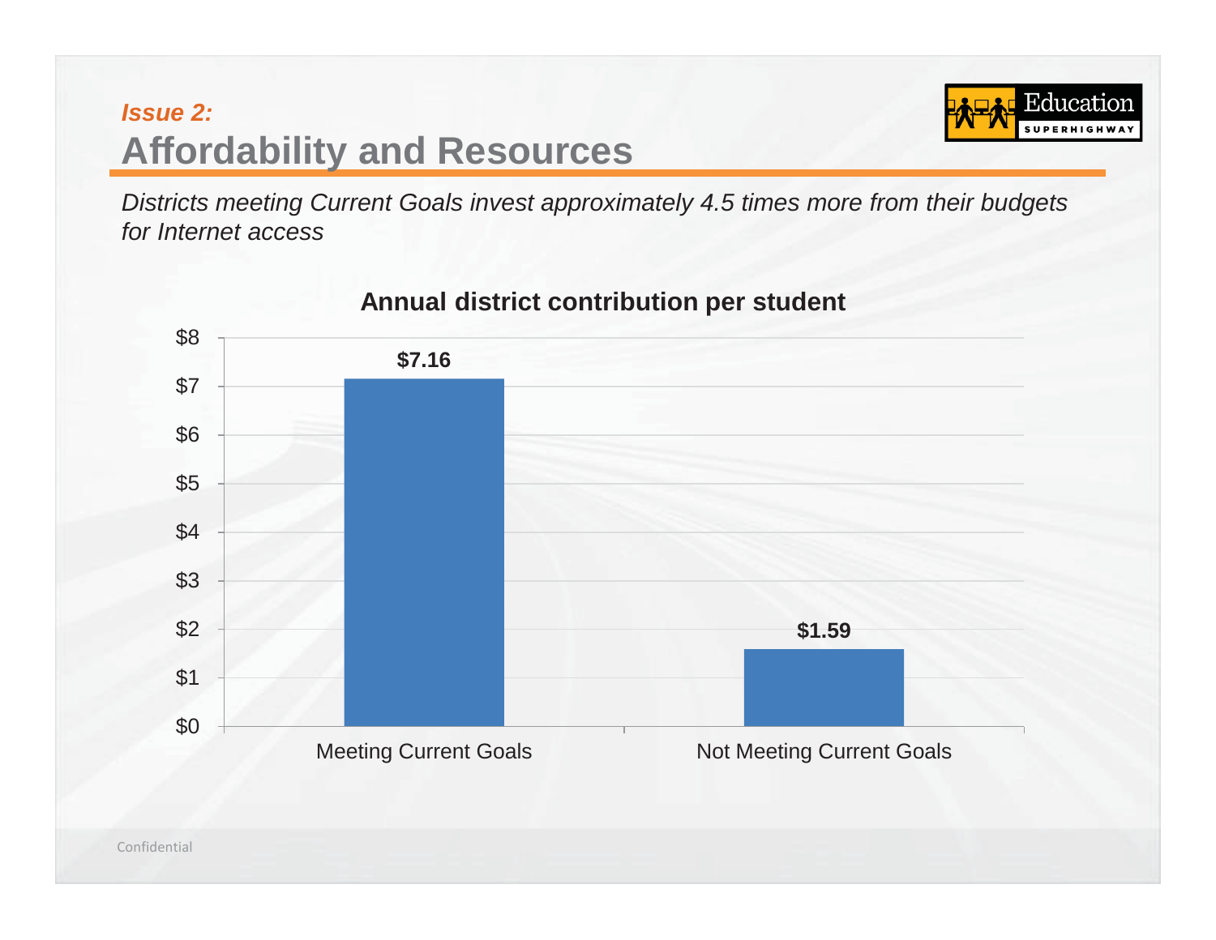*Issue 2:*

# Affordability and Resources

*Districts meeting Current Goals invest approximately 4.5 times more from their budgets for Internet access*

**Annual district contribution per student**

| | Annual district contribution per student |
|---|---|
| Meeting Current Goals | $7.16 |
| Not Meeting Current Goals | $1.59 |

Confidential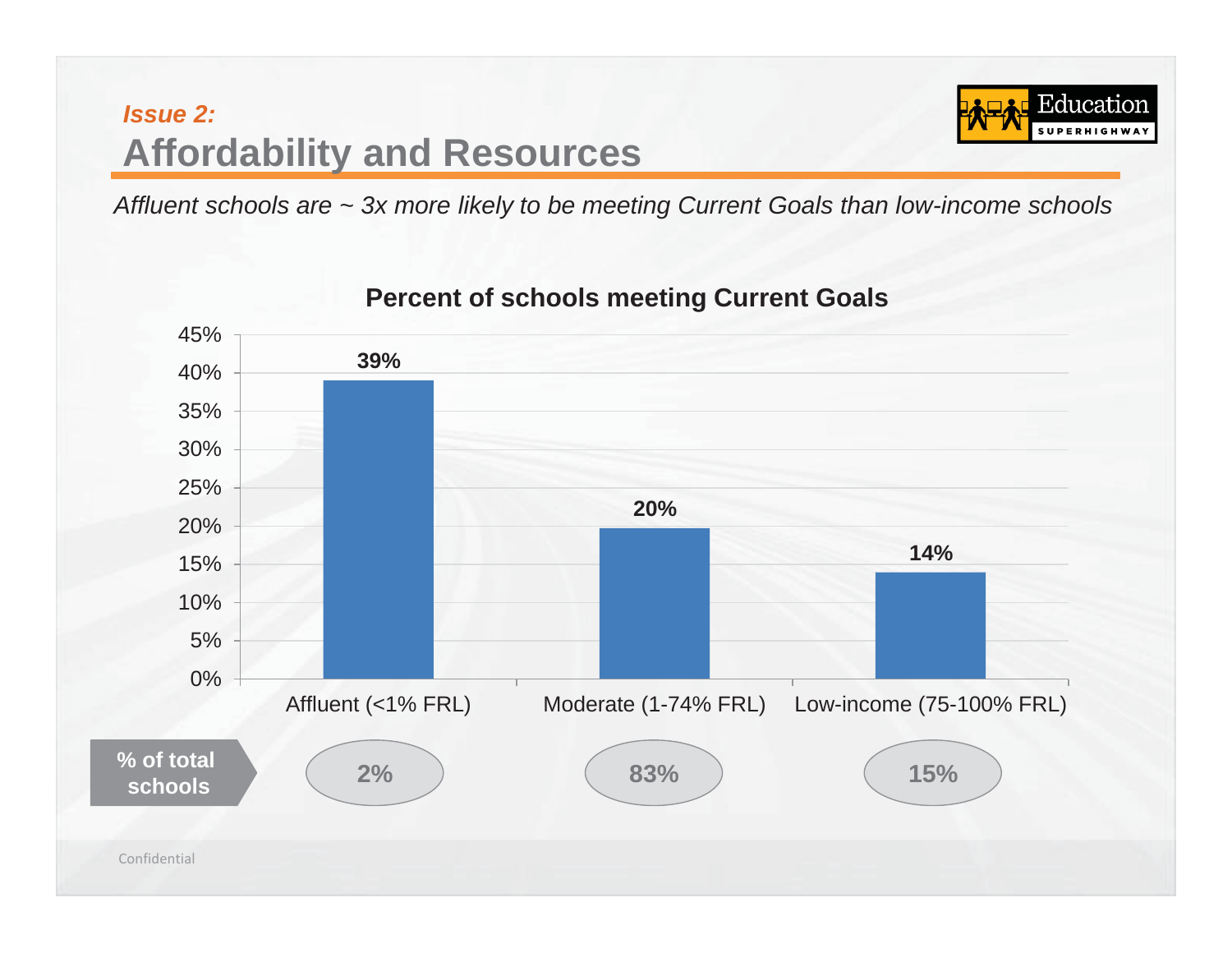*Issue 2:*

# Affordability and Resources

*Affluent schools are ~ 3x more likely to be meeting Current Goals than low-income schools*

**Percent of schools meeting Current Goals**

| | Affluent (<1% FRL) | Moderate (1-74% FRL) | Low-income (75-100% FRL) |
|---|---|---|---|
| Percent of schools meeting Current Goals | 39% | 20% | 14% |
| % of total schools | 2% | 83% | 15% |

Confidential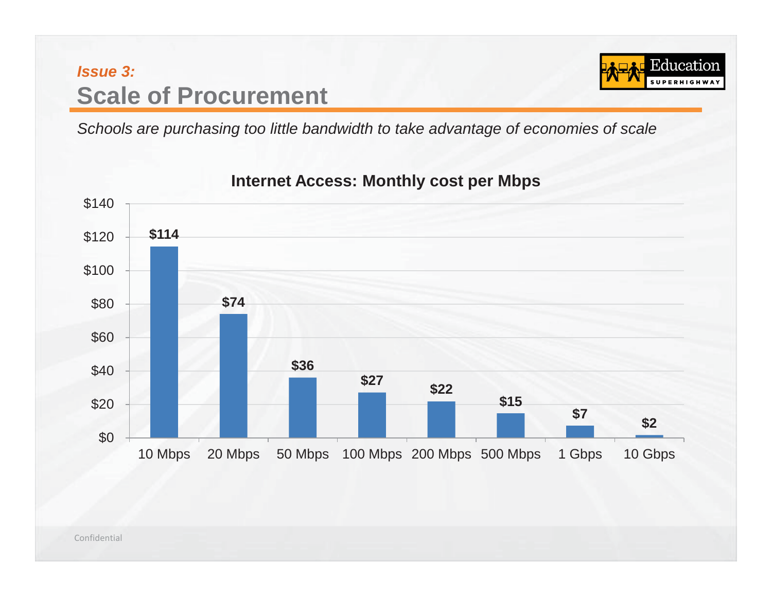*Issue 3:*

# Scale of Procurement

*Schools are purchasing too little bandwidth to take advantage of economies of scale*

**Internet Access: Monthly cost per Mbps**

| Bandwidth | Monthly cost per Mbps |
|---|---|
| 10 Mbps | $114 |
| 20 Mbps | $74 |
| 50 Mbps | $36 |
| 100 Mbps | $27 |
| 200 Mbps | $22 |
| 500 Mbps | $15 |
| 1 Gbps | $7 |
| 10 Gbps | $2 |

Confidential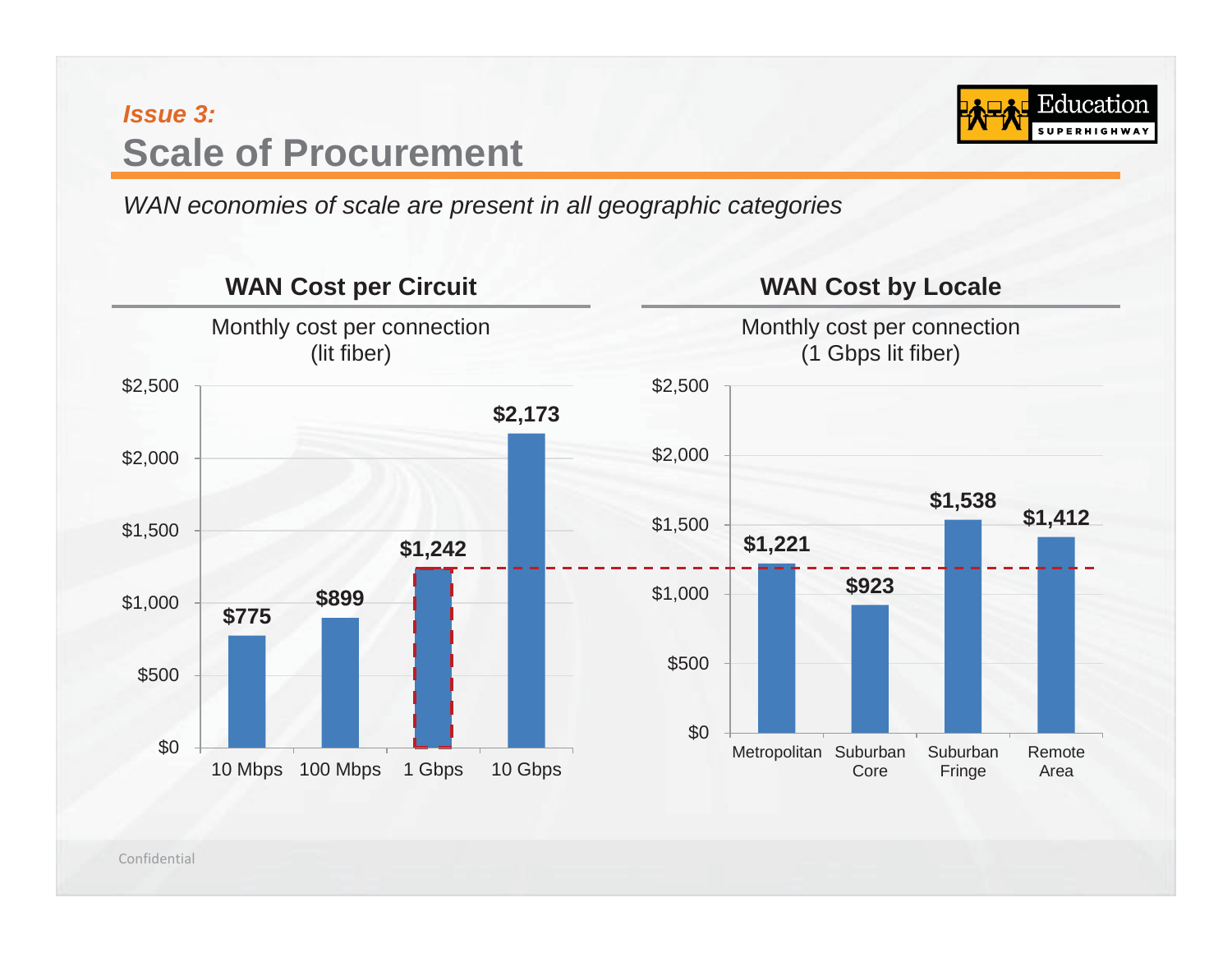*Issue 3:*

# Scale of Procurement

*WAN economies of scale are present in all geographic categories*

### WAN Cost per Circuit

Monthly cost per connection (lit fiber)

| Circuit | Monthly cost |
|---|---|
| 10 Mbps | $775 |
| 100 Mbps | $899 |
| 1 Gbps | $1,242 |
| 10 Gbps | $2,173 |

### WAN Cost by Locale

Monthly cost per connection (1 Gbps lit fiber)

| Locale | Monthly cost |
|---|---|
| Metropolitan | $1,221 |
| Suburban Core | $923 |
| Suburban Fringe | $1,538 |
| Remote Area | $1,412 |

Confidential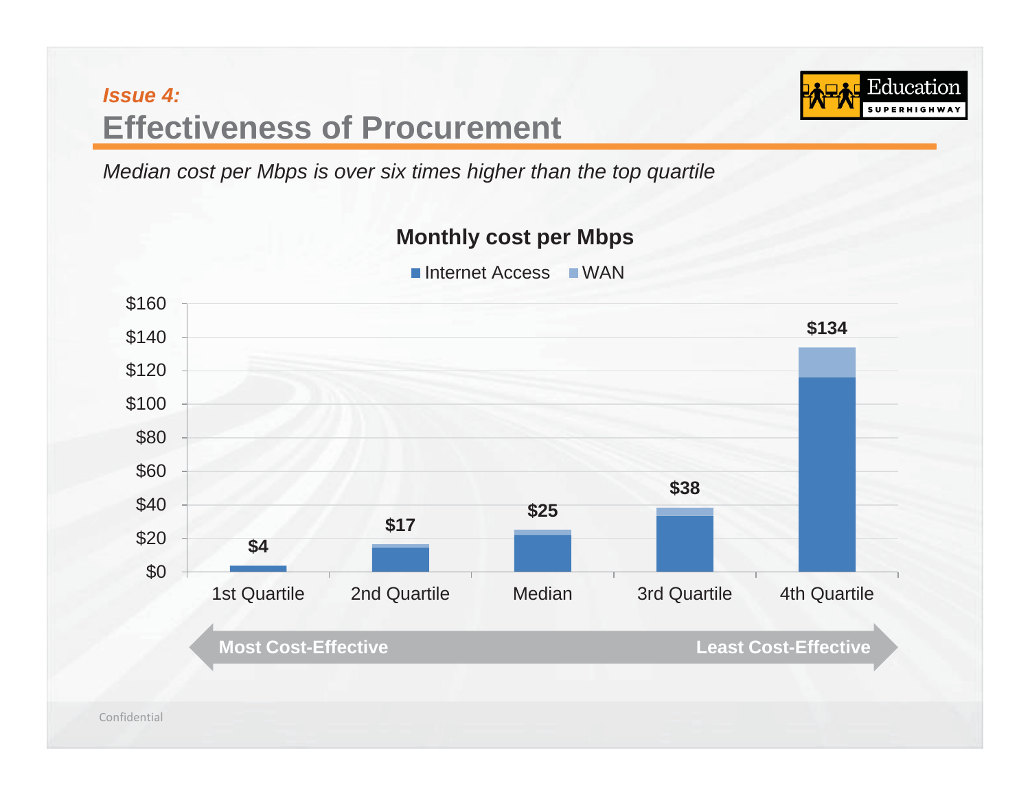*Issue 4:*

# Effectiveness of Procurement

*Median cost per Mbps is over six times higher than the top quartile*

**Monthly cost per Mbps**

■ Internet Access ■ WAN

| | 1st Quartile | 2nd Quartile | Median | 3rd Quartile | 4th Quartile |
|---|---|---|---|---|---|
| Total | $4 | $17 | $25 | $38 | $134 |

**Most Cost-Effective** ← → **Least Cost-Effective**

Confidential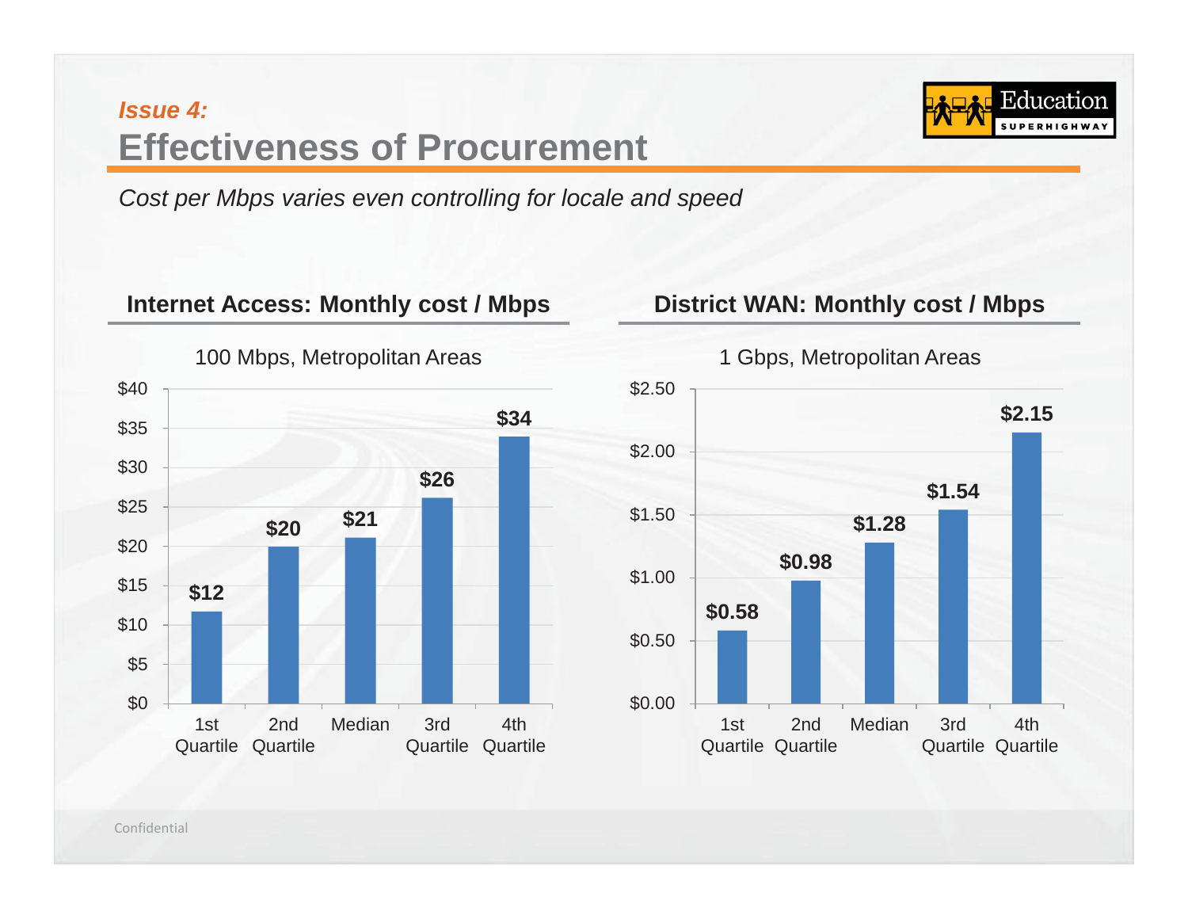*Issue 4:*

# Effectiveness of Procurement

*Cost per Mbps varies even controlling for locale and speed*

## Internet Access: Monthly cost / Mbps

100 Mbps, Metropolitan Areas

| | 1st Quartile | 2nd Quartile | Median | 3rd Quartile | 4th Quartile |
|---|---|---|---|---|---|
| Monthly cost / Mbps | $12 | $20 | $21 | $26 | $34 |

## District WAN: Monthly cost / Mbps

1 Gbps, Metropolitan Areas

| | 1st Quartile | 2nd Quartile | Median | 3rd Quartile | 4th Quartile |
|---|---|---|---|---|---|
| Monthly cost / Mbps | $0.58 | $0.98 | $1.28 | $1.54 | $2.15 |

Confidential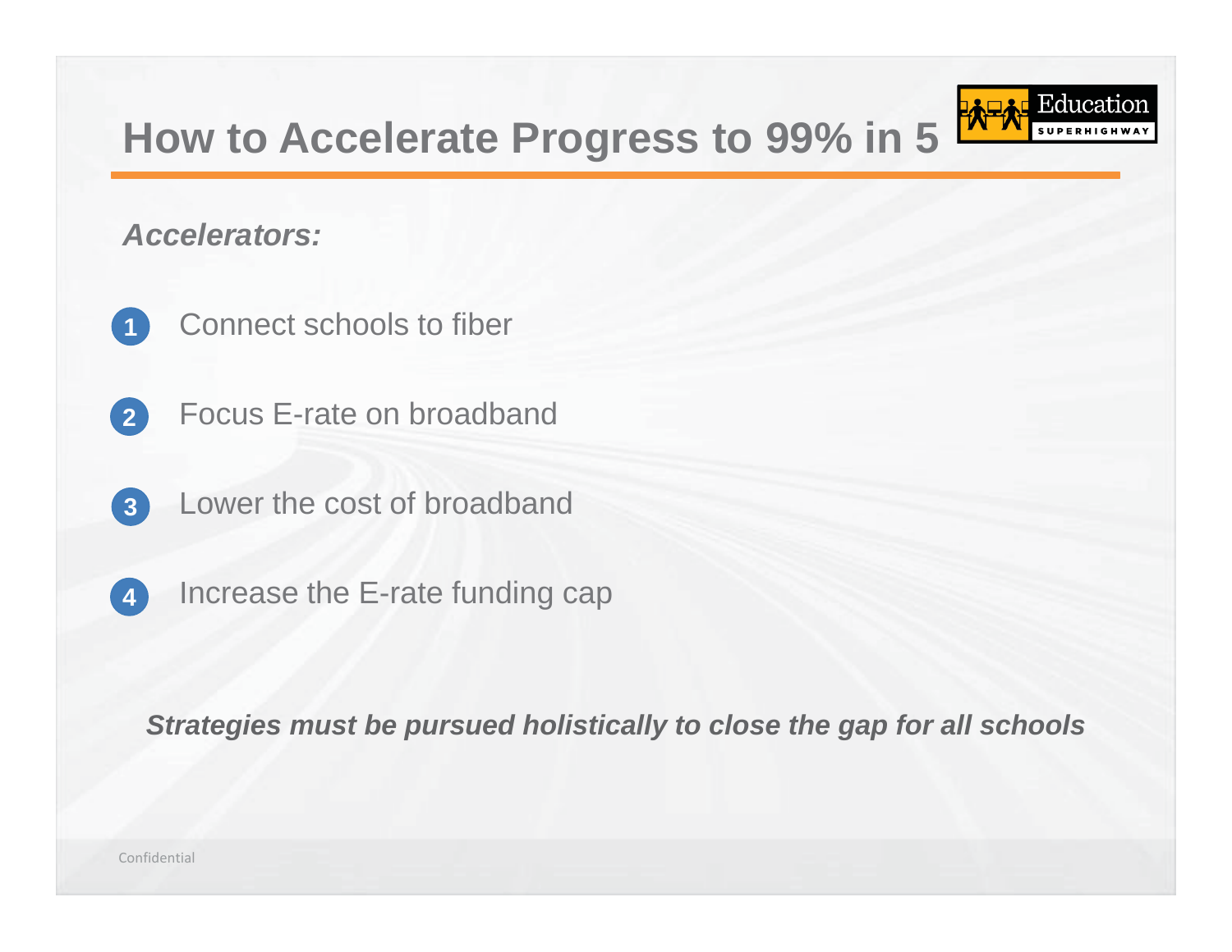# How to Accelerate Progress to 99% in 5

***Accelerators:***

1. Connect schools to fiber
2. Focus E-rate on broadband
3. Lower the cost of broadband
4. Increase the E-rate funding cap

***Strategies must be pursued holistically to close the gap for all schools***

Confidential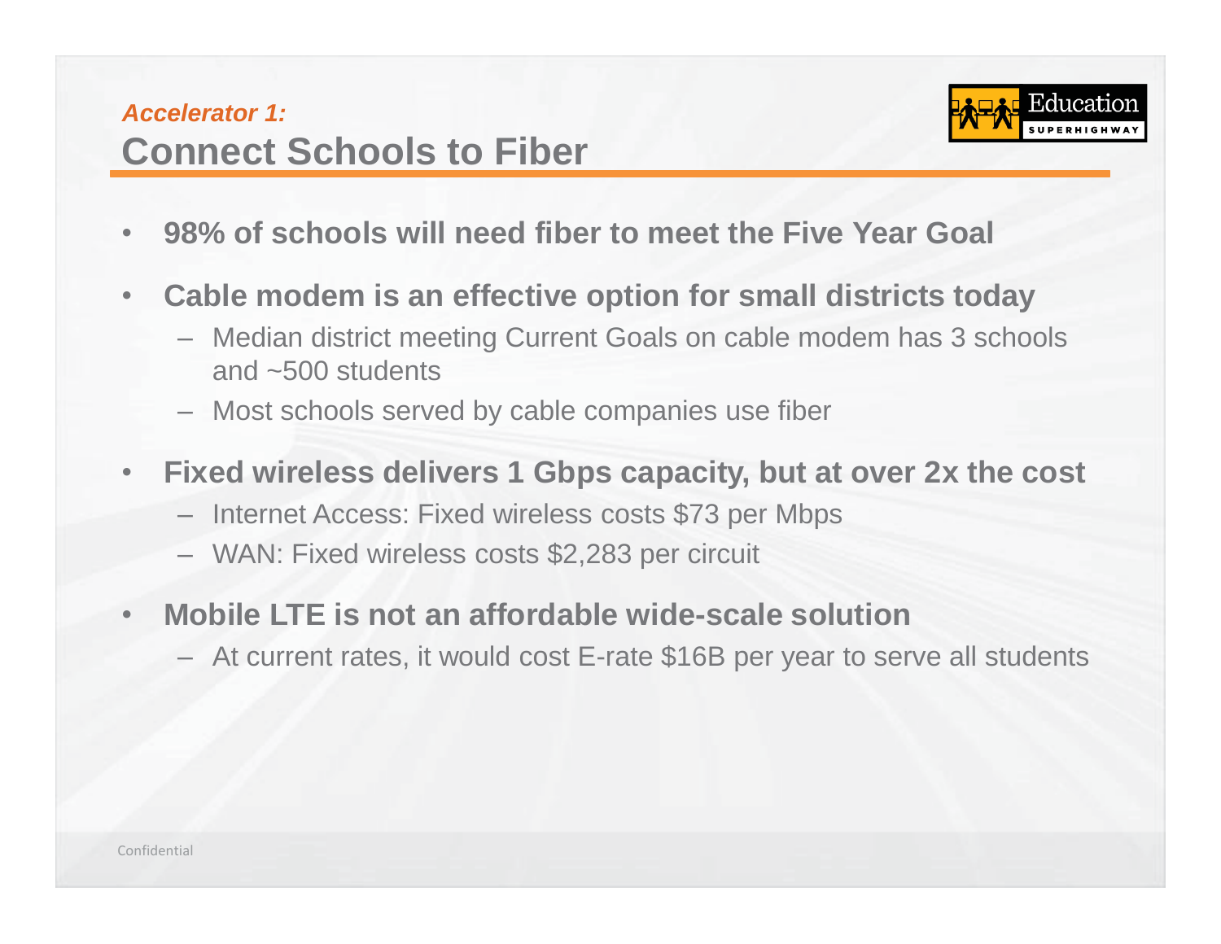*Accelerator 1:*

# Connect Schools to Fiber

- **98% of schools will need fiber to meet the Five Year Goal**
- **Cable modem is an effective option for small districts today**
  - Median district meeting Current Goals on cable modem has 3 schools and ~500 students
  - Most schools served by cable companies use fiber
- **Fixed wireless delivers 1 Gbps capacity, but at over 2x the cost**
  - Internet Access: Fixed wireless costs $73 per Mbps
  - WAN: Fixed wireless costs $2,283 per circuit
- **Mobile LTE is not an affordable wide-scale solution**
  - At current rates, it would cost E-rate $16B per year to serve all students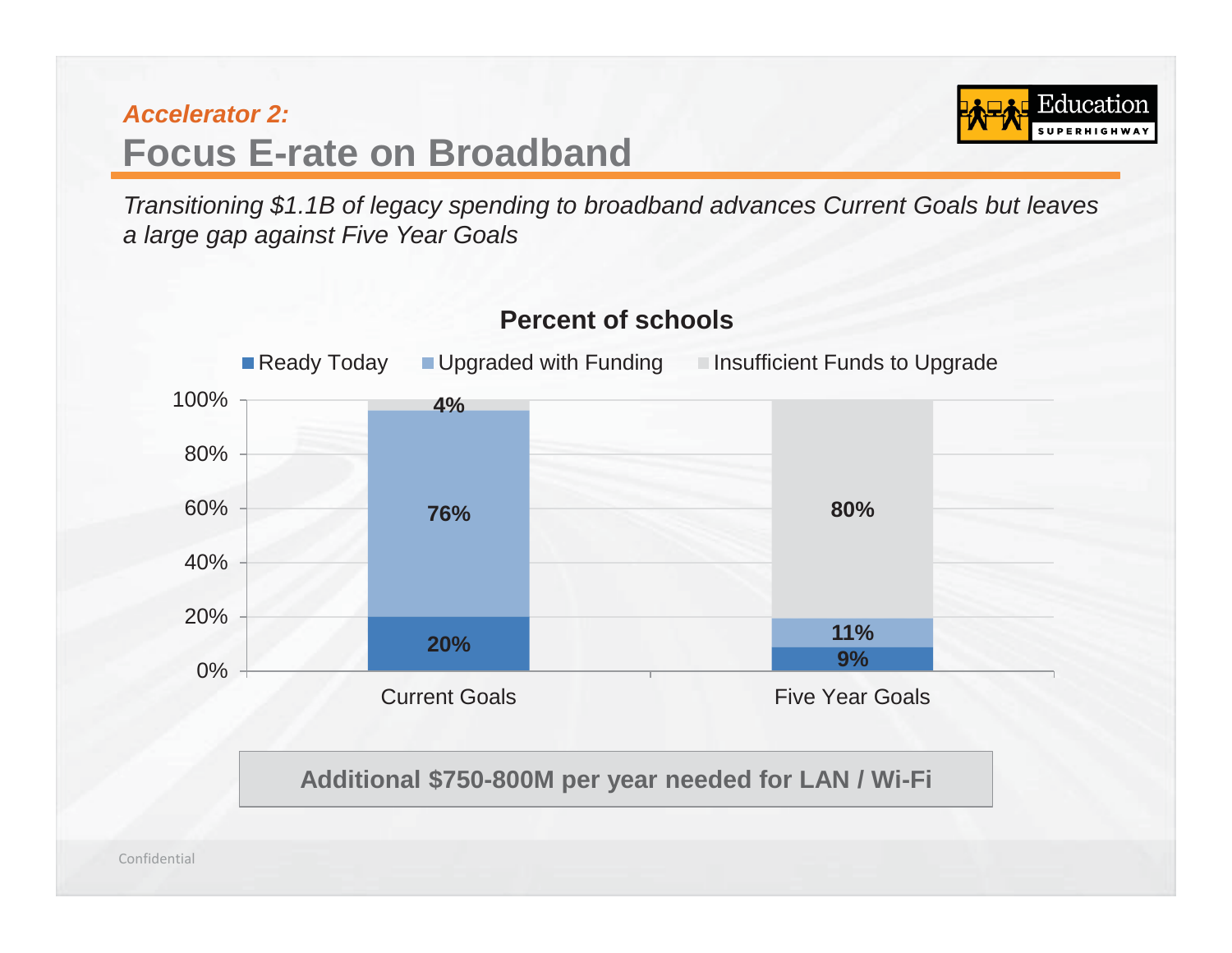*Accelerator 2:*

# Focus E-rate on Broadband

*Transitioning $1.1B of legacy spending to broadband advances Current Goals but leaves a large gap against Five Year Goals*

**Percent of schools**

| | Ready Today | Upgraded with Funding | Insufficient Funds to Upgrade |
|---|---|---|---|
| Current Goals | 20% | 76% | 4% |
| Five Year Goals | 9% | 11% | 80% |

**Additional $750-800M per year needed for LAN / Wi-Fi**

Confidential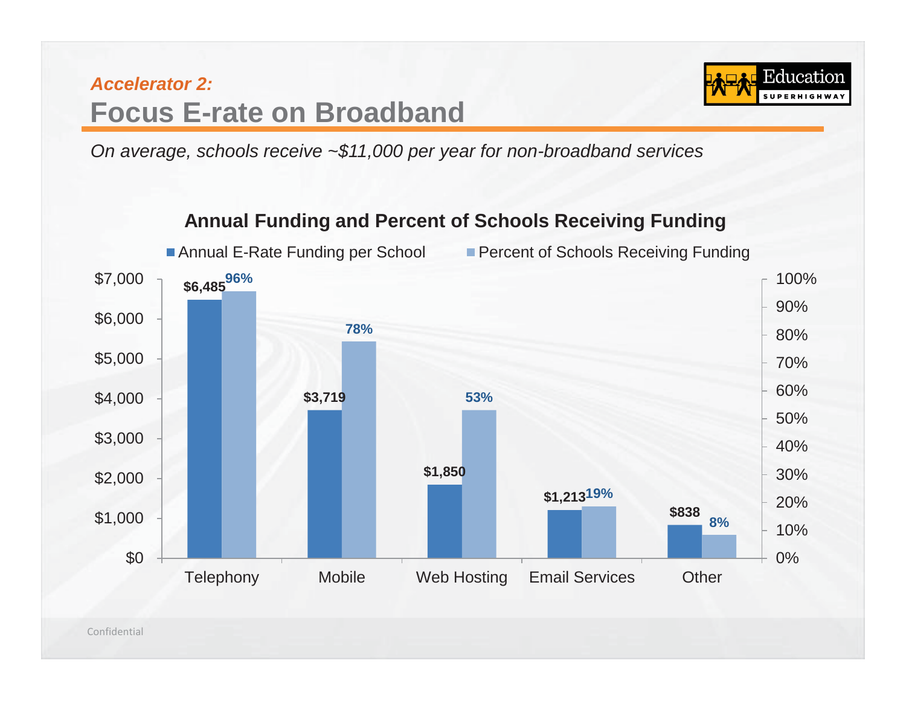*Accelerator 2:*

# Focus E-rate on Broadband

*On average, schools receive ~$11,000 per year for non-broadband services*

**Annual Funding and Percent of Schools Receiving Funding**

| Category | Annual E-Rate Funding per School | Percent of Schools Receiving Funding |
|---|---|---|
| Telephony | $6,485 | 96% |
| Mobile | $3,719 | 78% |
| Web Hosting | $1,850 | 53% |
| Email Services | $1,213 | 19% |
| Other | $838 | 8% |

Confidential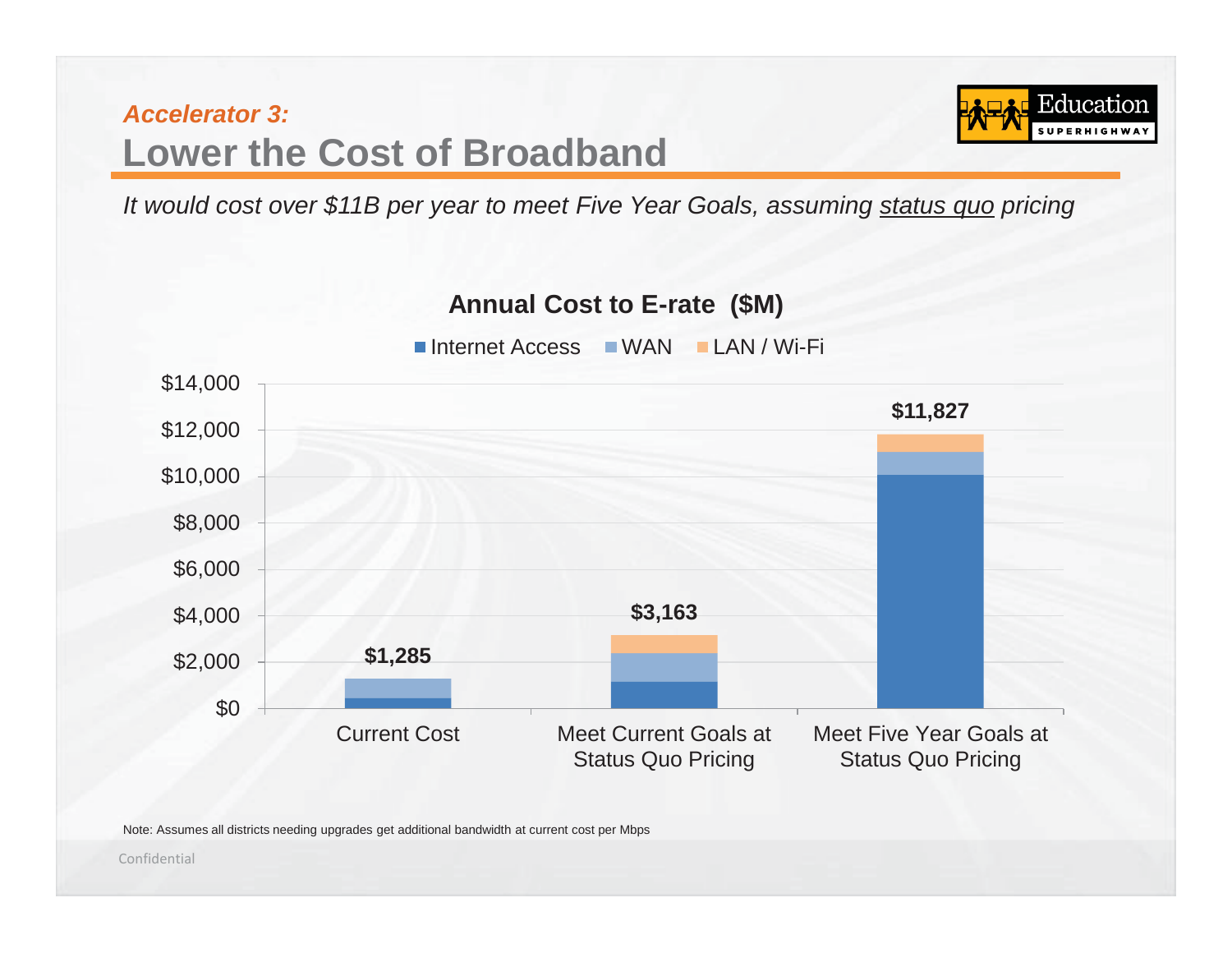*Accelerator 3:*

# Lower the Cost of Broadband

*It would cost over $11B per year to meet Five Year Goals, assuming status quo pricing*

**Annual Cost to E-rate ($M)**

Internet Access | WAN | LAN / Wi-Fi

| | Current Cost | Meet Current Goals at Status Quo Pricing | Meet Five Year Goals at Status Quo Pricing |
|---|---|---|---|
| Total | $1,285 | $3,163 | $11,827 |

Note: Assumes all districts needing upgrades get additional bandwidth at current cost per Mbps

Confidential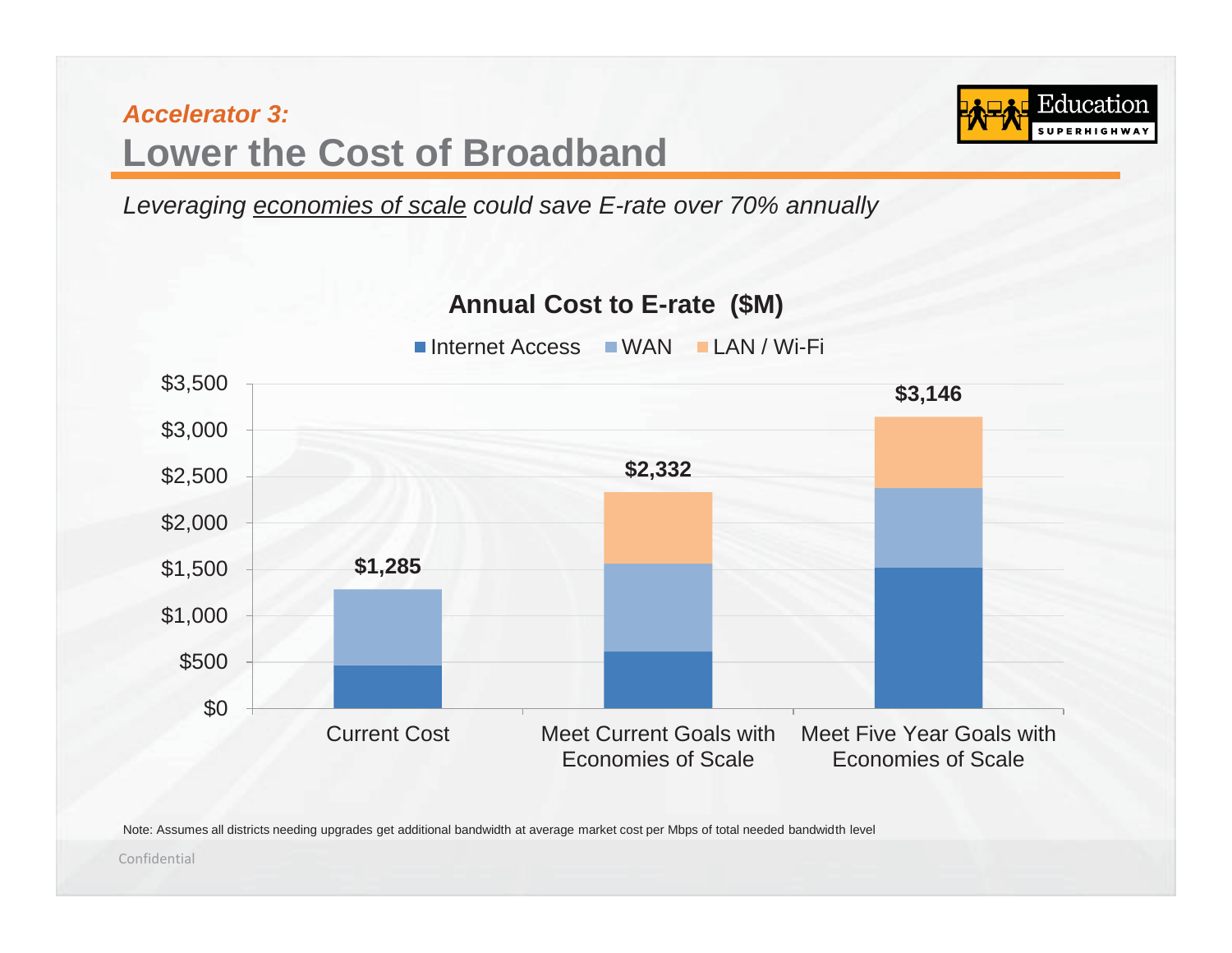*Accelerator 3:*

# Lower the Cost of Broadband

*Leveraging economies of scale could save E-rate over 70% annually*

**Annual Cost to E-rate ($M)**

Internet Access | WAN | LAN / Wi-Fi

| | Total |
|---|---|
| Current Cost | $1,285 |
| Meet Current Goals with Economies of Scale | $2,332 |
| Meet Five Year Goals with Economies of Scale | $3,146 |

Note: Assumes all districts needing upgrades get additional bandwidth at average market cost per Mbps of total needed bandwidth level

Confidential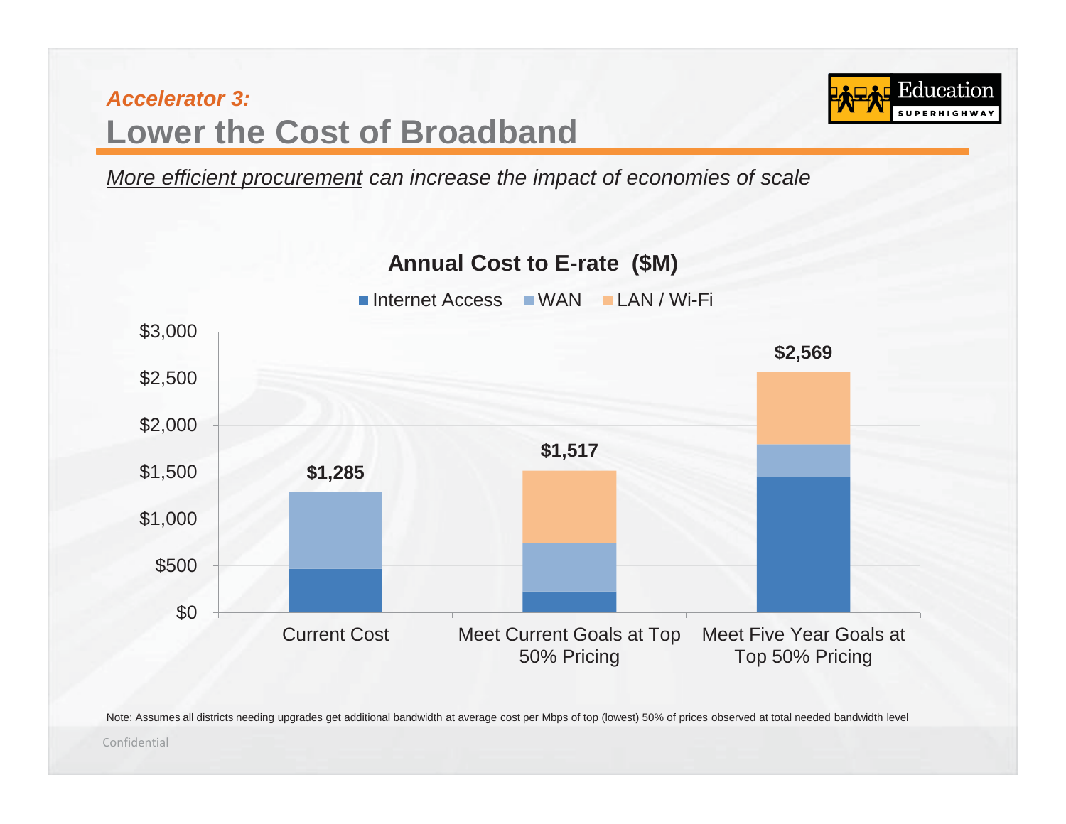*Accelerator 3:*

# Lower the Cost of Broadband

*More efficient procurement can increase the impact of economies of scale*

**Annual Cost to E-rate ($M)**

Internet Access | WAN | LAN / Wi-Fi

| | Current Cost | Meet Current Goals at Top 50% Pricing | Meet Five Year Goals at Top 50% Pricing |
|---|---|---|---|
| Total | $1,285 | $1,517 | $2,569 |

Note: Assumes all districts needing upgrades get additional bandwidth at average cost per Mbps of top (lowest) 50% of prices observed at total needed bandwidth level

Confidential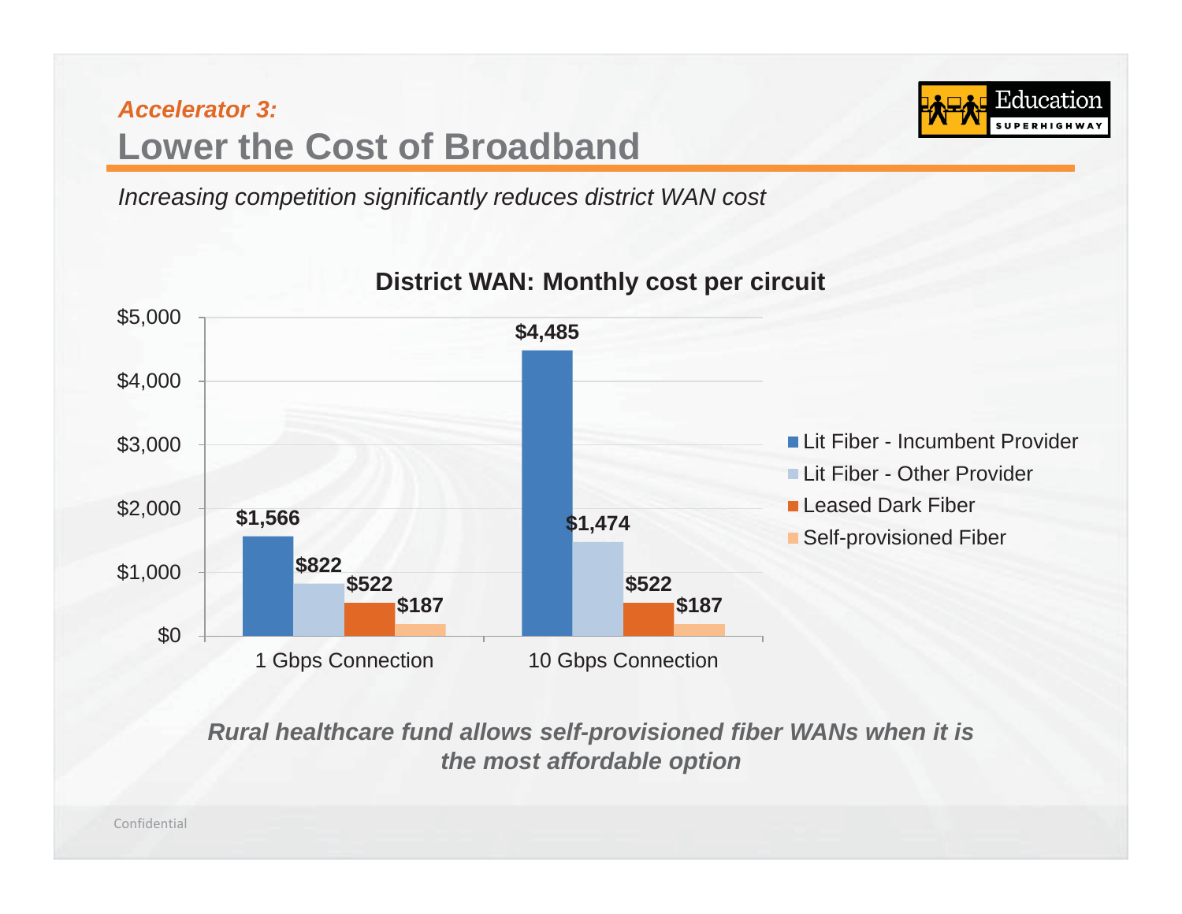*Accelerator 3:*

# Lower the Cost of Broadband

*Increasing competition significantly reduces district WAN cost*

**District WAN: Monthly cost per circuit**

| | Lit Fiber - Incumbent Provider | Lit Fiber - Other Provider | Leased Dark Fiber | Self-provisioned Fiber |
|---|---|---|---|---|
| 1 Gbps Connection | $1,566 | $822 | $522 | $187 |
| 10 Gbps Connection | $4,485 | $1,474 | $522 | $187 |

***Rural healthcare fund allows self-provisioned fiber WANs when it is the most affordable option***

Confidential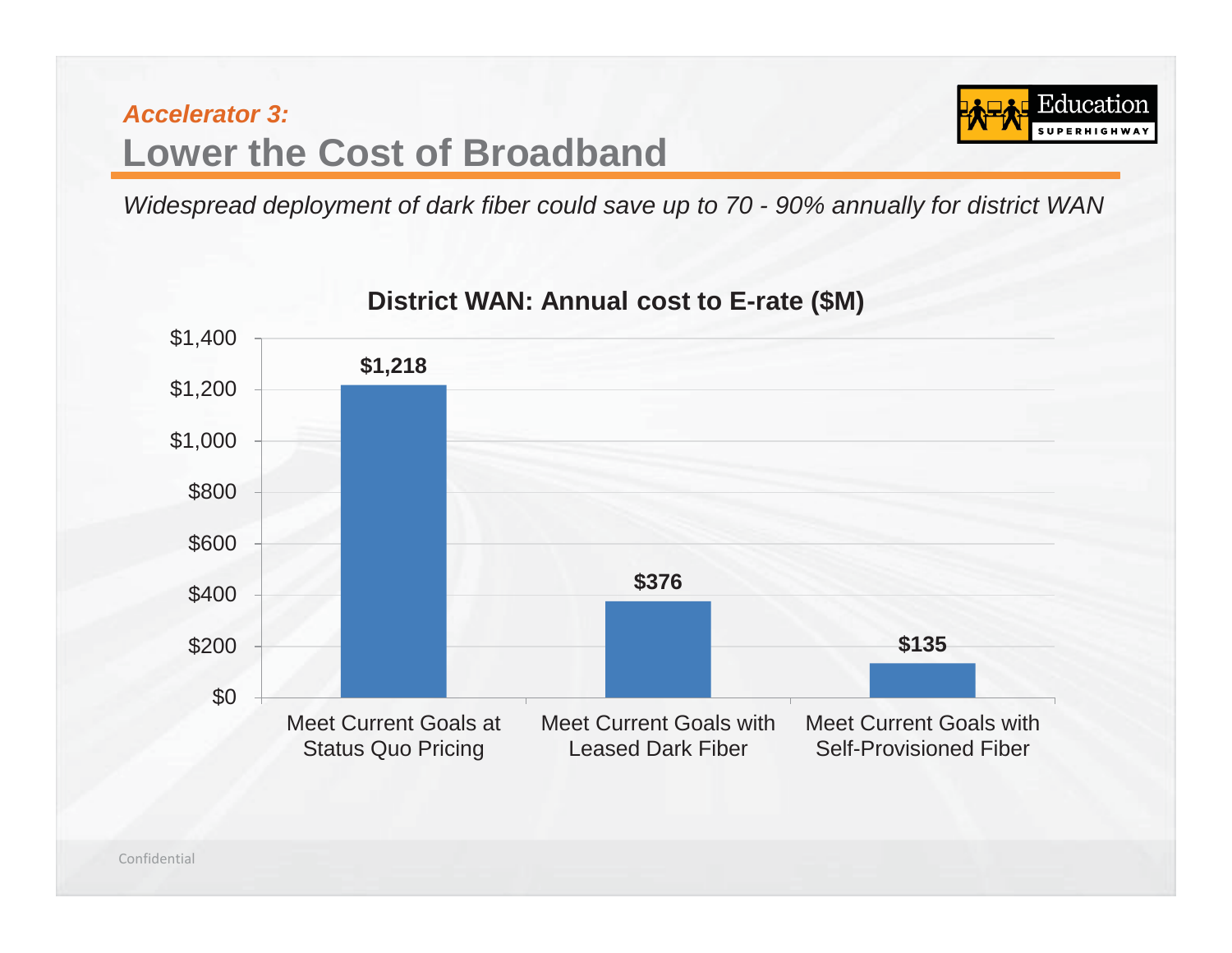*Accelerator 3:*

# Lower the Cost of Broadband

*Widespread deployment of dark fiber could save up to 70 - 90% annually for district WAN*

**District WAN: Annual cost to E-rate ($M)**

| Scenario | Annual cost ($M) |
|---|---|
| Meet Current Goals at Status Quo Pricing | $1,218 |
| Meet Current Goals with Leased Dark Fiber | $376 |
| Meet Current Goals with Self-Provisioned Fiber | $135 |

Confidential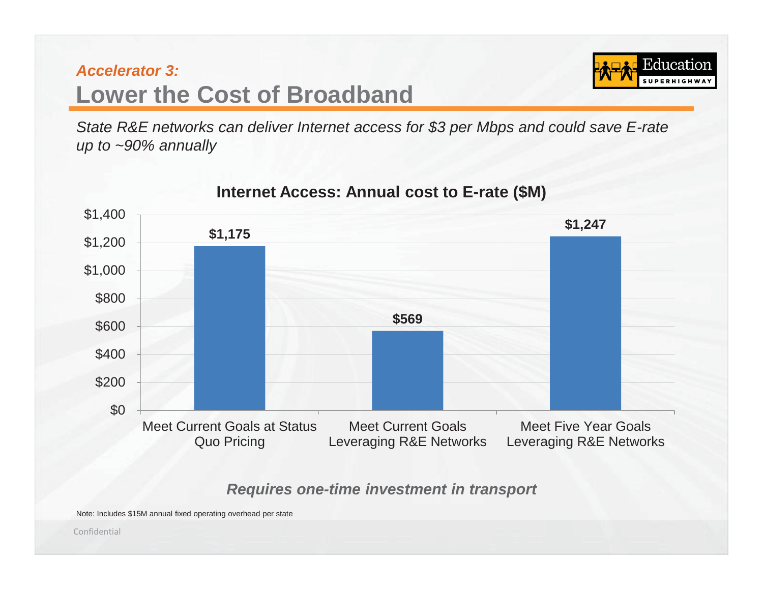*Accelerator 3:*

# Lower the Cost of Broadband

*State R&E networks can deliver Internet access for $3 per Mbps and could save E-rate up to ~90% annually*

**Internet Access: Annual cost to E-rate ($M)**

| Scenario | Annual cost to E-rate ($M) |
| --- | --- |
| Meet Current Goals at Status Quo Pricing | $1,175 |
| Meet Current Goals Leveraging R&E Networks | $569 |
| Meet Five Year Goals Leveraging R&E Networks | $1,247 |

***Requires one-time investment in transport***

Note: Includes $15M annual fixed operating overhead per state

Confidential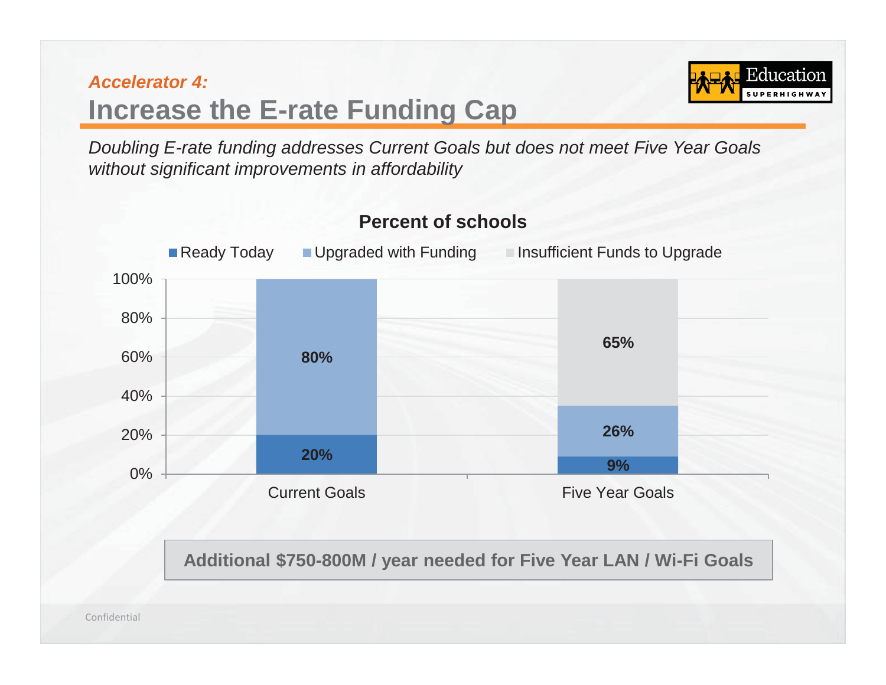*Accelerator 4:*

# Increase the E-rate Funding Cap

*Doubling E-rate funding addresses Current Goals but does not meet Five Year Goals without significant improvements in affordability*

**Percent of schools**

| | Ready Today | Upgraded with Funding | Insufficient Funds to Upgrade |
|---|---|---|---|
| Current Goals | 20% | 80% | |
| Five Year Goals | 9% | 26% | 65% |

**Additional $750-800M / year needed for Five Year LAN / Wi-Fi Goals**

Confidential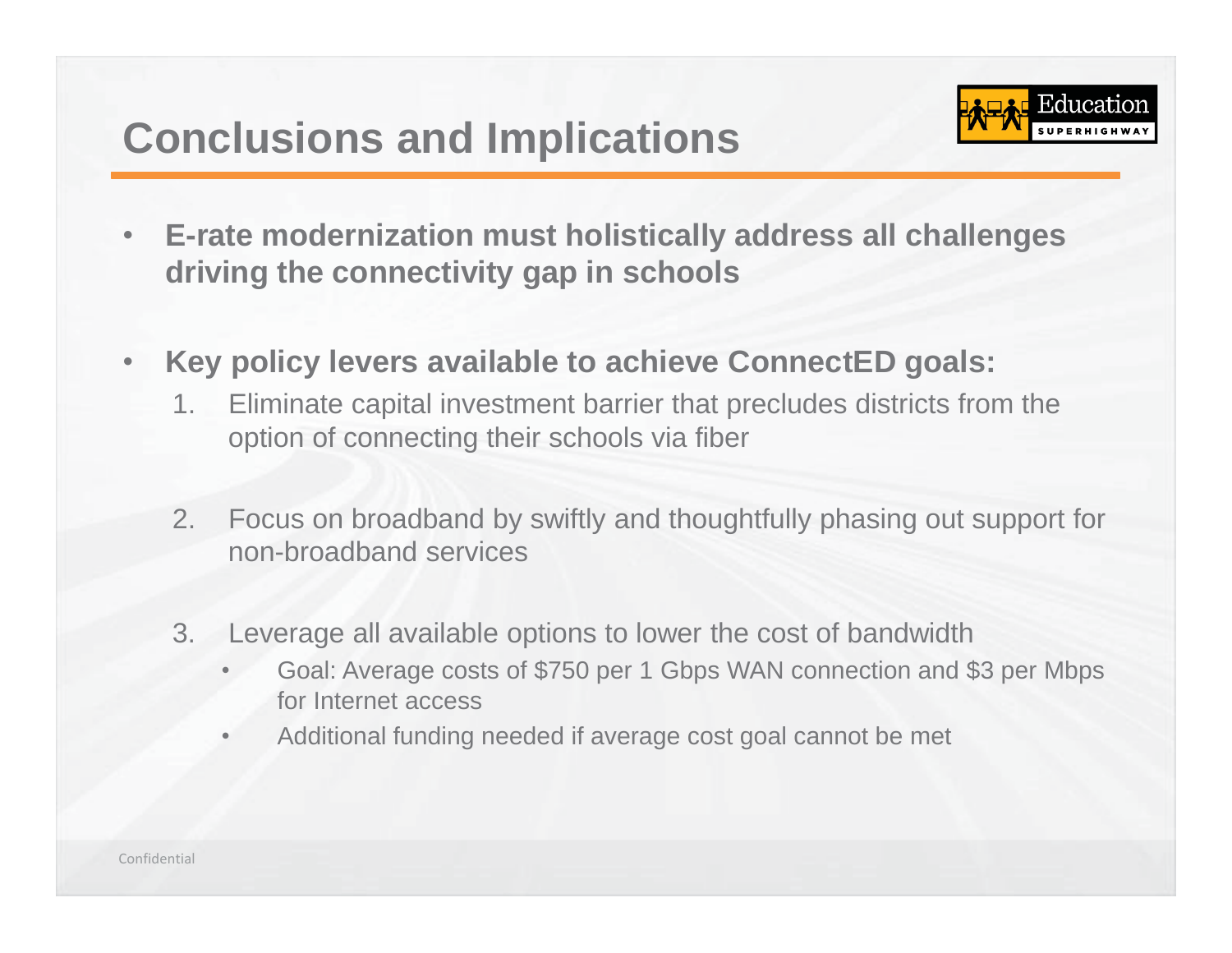# Conclusions and Implications

- **E-rate modernization must holistically address all challenges driving the connectivity gap in schools**

- **Key policy levers available to achieve ConnectED goals:**
  1. Eliminate capital investment barrier that precludes districts from the option of connecting their schools via fiber
  2. Focus on broadband by swiftly and thoughtfully phasing out support for non-broadband services
  3. Leverage all available options to lower the cost of bandwidth
     - Goal: Average costs of $750 per 1 Gbps WAN connection and $3 per Mbps for Internet access
     - Additional funding needed if average cost goal cannot be met

Confidential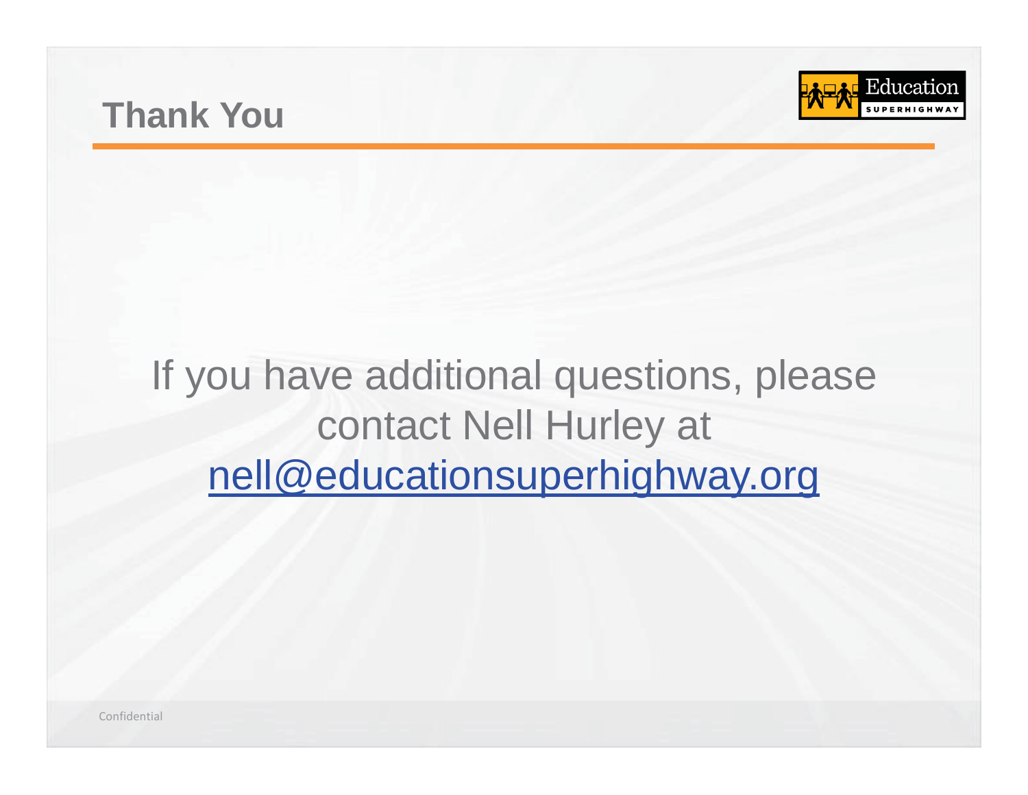# Thank You

If you have additional questions, please contact Nell Hurley at nell@educationsuperhighway.org

Confidential